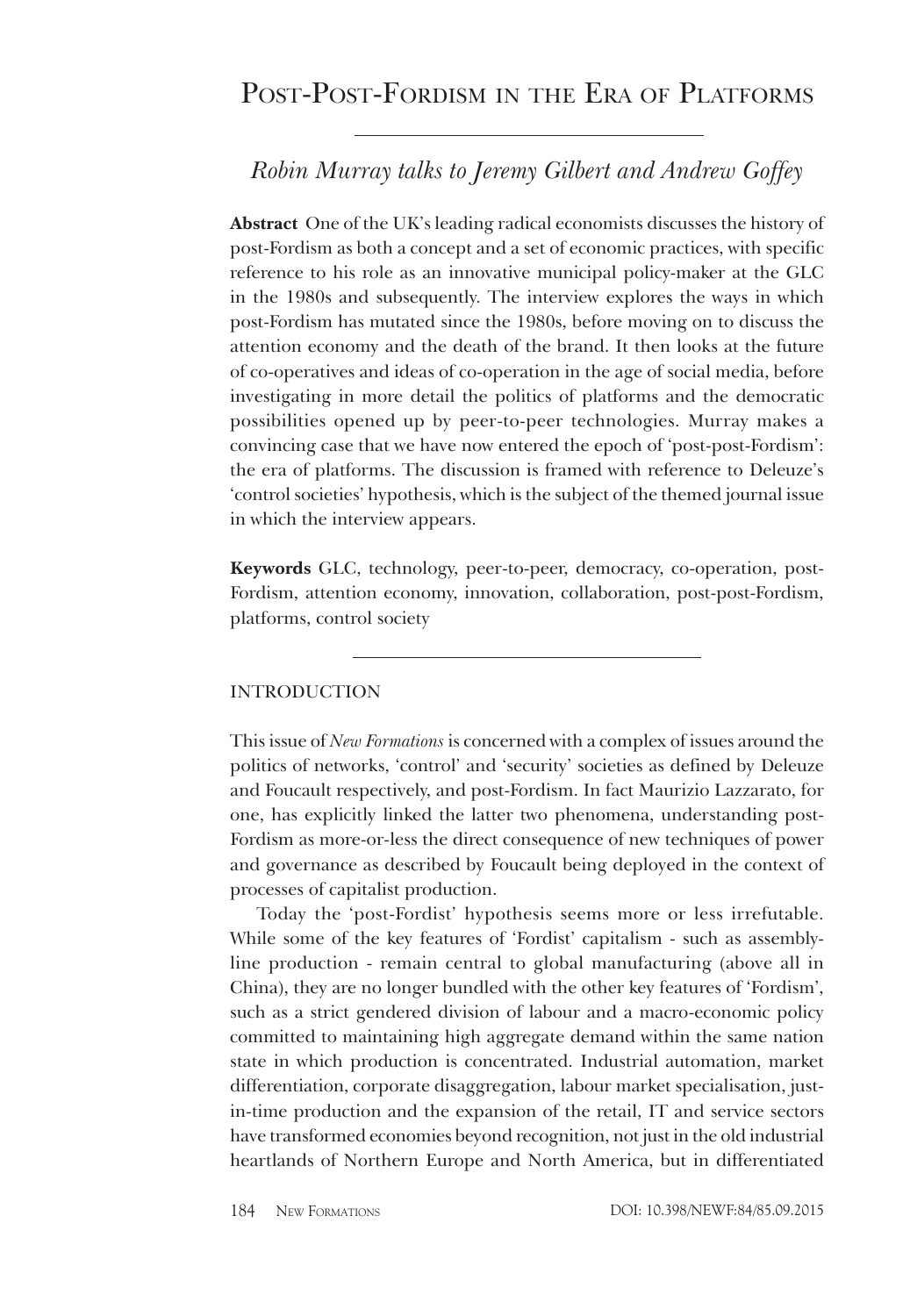# Post-Post-Fordism in the Era of Platforms

*Robin Murray talks to Jeremy Gilbert and Andrew Goffey*

**Abstract** One of the UK's leading radical economists discusses the history of post-Fordism as both a concept and a set of economic practices, with specific reference to his role as an innovative municipal policy-maker at the GLC in the 1980s and subsequently. The interview explores the ways in which post-Fordism has mutated since the 1980s, before moving on to discuss the attention economy and the death of the brand. It then looks at the future of co-operatives and ideas of co-operation in the age of social media, before investigating in more detail the politics of platforms and the democratic possibilities opened up by peer-to-peer technologies. Murray makes a convincing case that we have now entered the epoch of 'post-post-Fordism': the era of platforms. The discussion is framed with reference to Deleuze's 'control societies' hypothesis, which is the subject of the themed journal issue in which the interview appears.

**Keywords** GLC, technology, peer-to-peer, democracy, co-operation, post-Fordism, attention economy, innovation, collaboration, post-post-Fordism, platforms, control society

## INTRODUCTION

This issue of *New Formations* is concerned with a complex of issues around the politics of networks, 'control' and 'security' societies as defined by Deleuze and Foucault respectively, and post-Fordism. In fact Maurizio Lazzarato, for one, has explicitly linked the latter two phenomena, understanding post-Fordism as more-or-less the direct consequence of new techniques of power and governance as described by Foucault being deployed in the context of processes of capitalist production.

Today the 'post-Fordist' hypothesis seems more or less irrefutable. While some of the key features of 'Fordist' capitalism - such as assembly-line production - remain central to global manufacturing (above all in China), they are no longer bundled with the other key features of 'Fordism', such as a strict gendered division of labour and a macro-economic policy committed to maintaining high aggregate demand within the same nation state in which production is concentrated. Industrial automation, market differentiation, corporate disaggregation, labour market specialisation, just-in-time production and the expansion of the retail, IT and service sectors have transformed economies beyond recognition, not just in the old industrial heartlands of Northern Europe and North America, but in differentiated

DOI: 10.398/NEWF:84/85.09.2015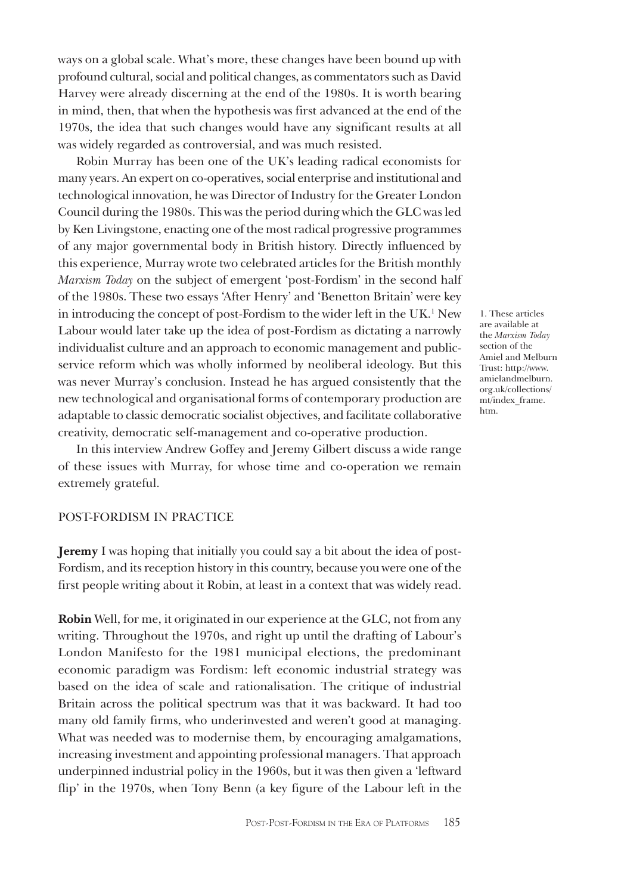ways on a global scale. What's more, these changes have been bound up with profound cultural, social and political changes, as commentators such as David Harvey were already discerning at the end of the 1980s. It is worth bearing in mind, then, that when the hypothesis was first advanced at the end of the 1970s, the idea that such changes would have any significant results at all was widely regarded as controversial, and was much resisted.

Robin Murray has been one of the UK's leading radical economists for many years. An expert on co-operatives, social enterprise and institutional and technological innovation, he was Director of Industry for the Greater London Council during the 1980s. This was the period during which the GLC was led by Ken Livingstone, enacting one of the most radical progressive programmes of any major governmental body in British history. Directly influenced by this experience, Murray wrote two celebrated articles for the British monthly *Marxism Today* on the subject of emergent 'post-Fordism' in the second half of the 1980s. These two essays 'After Henry' and 'Benetton Britain' were key in introducing the concept of post-Fordism to the wider left in the UK.[1] New Labour would later take up the idea of post-Fordism as dictating a narrowly individualist culture and an approach to economic management and public-service reform which was wholly informed by neoliberal ideology. But this was never Murray's conclusion. Instead he has argued consistently that the new technological and organisational forms of contemporary production are adaptable to classic democratic socialist objectives, and facilitate collaborative creativity, democratic self-management and co-operative production.

In this interview Andrew Goffey and Jeremy Gilbert discuss a wide range of these issues with Murray, for whose time and co-operation we remain extremely grateful.

## POST-FORDISM IN PRACTICE

**Jeremy** I was hoping that initially you could say a bit about the idea of post-Fordism, and its reception history in this country, because you were one of the first people writing about it Robin, at least in a context that was widely read.

**Robin** Well, for me, it originated in our experience at the GLC, not from any writing. Throughout the 1970s, and right up until the drafting of Labour's London Manifesto for the 1981 municipal elections, the predominant economic paradigm was Fordism: left economic industrial strategy was based on the idea of scale and rationalisation. The critique of industrial Britain across the political spectrum was that it was backward. It had too many old family firms, who underinvested and weren't good at managing. What was needed was to modernise them, by encouraging amalgamations, increasing investment and appointing professional managers. That approach underpinned industrial policy in the 1960s, but it was then given a 'leftward flip' in the 1970s, when Tony Benn (a key figure of the Labour left in the

1. These articles are available at the *Marxism Today* section of the Amiel and Melburn Trust: http://www.amielandmelburn.org.uk/collections/mt/index_frame.htm.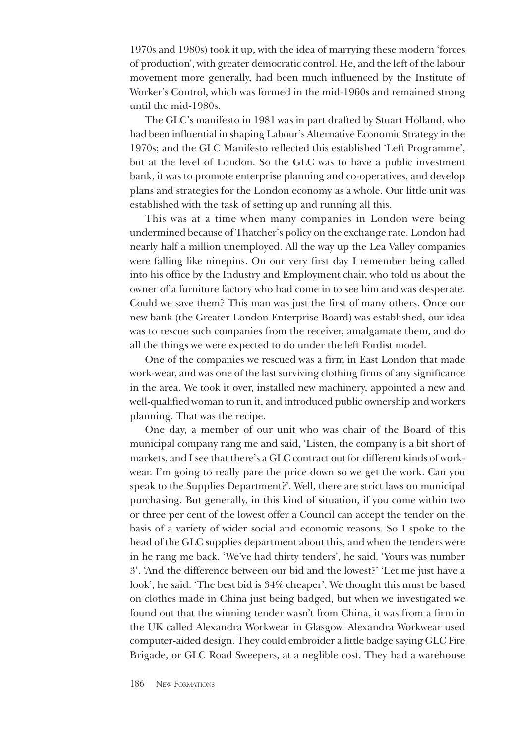1970s and 1980s) took it up, with the idea of marrying these modern 'forces of production', with greater democratic control. He, and the left of the labour movement more generally, had been much influenced by the Institute of Worker's Control, which was formed in the mid-1960s and remained strong until the mid-1980s.

The GLC's manifesto in 1981 was in part drafted by Stuart Holland, who had been influential in shaping Labour's Alternative Economic Strategy in the 1970s; and the GLC Manifesto reflected this established 'Left Programme', but at the level of London. So the GLC was to have a public investment bank, it was to promote enterprise planning and co-operatives, and develop plans and strategies for the London economy as a whole. Our little unit was established with the task of setting up and running all this.

This was at a time when many companies in London were being undermined because of Thatcher's policy on the exchange rate. London had nearly half a million unemployed. All the way up the Lea Valley companies were falling like ninepins. On our very first day I remember being called into his office by the Industry and Employment chair, who told us about the owner of a furniture factory who had come in to see him and was desperate. Could we save them? This man was just the first of many others. Once our new bank (the Greater London Enterprise Board) was established, our idea was to rescue such companies from the receiver, amalgamate them, and do all the things we were expected to do under the left Fordist model.

One of the companies we rescued was a firm in East London that made work-wear, and was one of the last surviving clothing firms of any significance in the area. We took it over, installed new machinery, appointed a new and well-qualified woman to run it, and introduced public ownership and workers planning. That was the recipe.

One day, a member of our unit who was chair of the Board of this municipal company rang me and said, 'Listen, the company is a bit short of markets, and I see that there's a GLC contract out for different kinds of work-wear. I'm going to really pare the price down so we get the work. Can you speak to the Supplies Department?'. Well, there are strict laws on municipal purchasing. But generally, in this kind of situation, if you come within two or three per cent of the lowest offer a Council can accept the tender on the basis of a variety of wider social and economic reasons. So I spoke to the head of the GLC supplies department about this, and when the tenders were in he rang me back. 'We've had thirty tenders', he said. 'Yours was number 3'. 'And the difference between our bid and the lowest?' 'Let me just have a look', he said. 'The best bid is 34% cheaper'. We thought this must be based on clothes made in China just being badged, but when we investigated we found out that the winning tender wasn't from China, it was from a firm in the UK called Alexandra Workwear in Glasgow. Alexandra Workwear used computer-aided design. They could embroider a little badge saying GLC Fire Brigade, or GLC Road Sweepers, at a neglible cost. They had a warehouse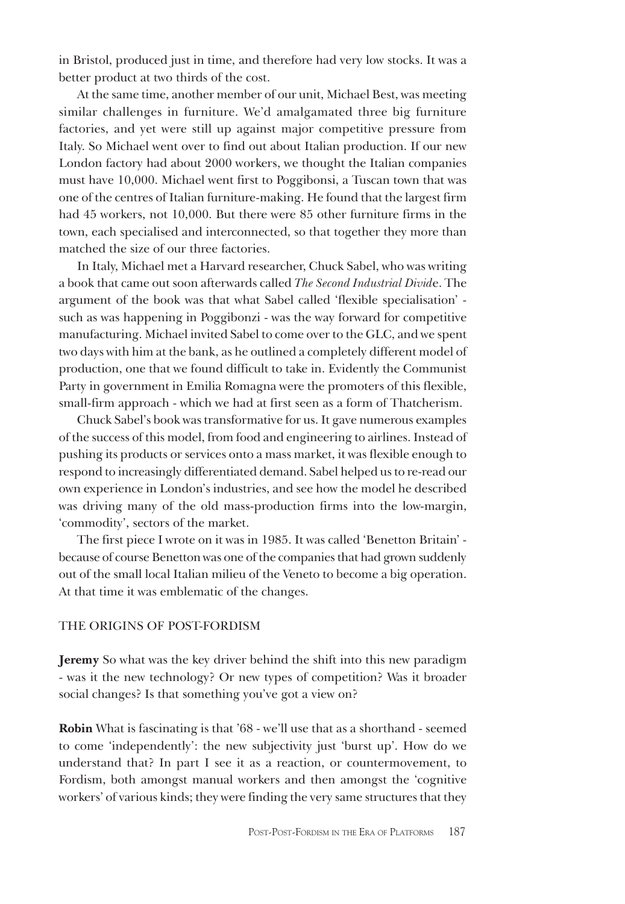in Bristol, produced just in time, and therefore had very low stocks. It was a better product at two thirds of the cost.

At the same time, another member of our unit, Michael Best, was meeting similar challenges in furniture. We'd amalgamated three big furniture factories, and yet were still up against major competitive pressure from Italy. So Michael went over to find out about Italian production. If our new London factory had about 2000 workers, we thought the Italian companies must have 10,000. Michael went first to Poggibonsi, a Tuscan town that was one of the centres of Italian furniture-making. He found that the largest firm had 45 workers, not 10,000. But there were 85 other furniture firms in the town, each specialised and interconnected, so that together they more than matched the size of our three factories.

In Italy, Michael met a Harvard researcher, Chuck Sabel, who was writing a book that came out soon afterwards called *The Second Industrial Divide*. The argument of the book was that what Sabel called 'flexible specialisation' - such as was happening in Poggibonzi - was the way forward for competitive manufacturing. Michael invited Sabel to come over to the GLC, and we spent two days with him at the bank, as he outlined a completely different model of production, one that we found difficult to take in. Evidently the Communist Party in government in Emilia Romagna were the promoters of this flexible, small-firm approach - which we had at first seen as a form of Thatcherism.

Chuck Sabel's book was transformative for us. It gave numerous examples of the success of this model, from food and engineering to airlines. Instead of pushing its products or services onto a mass market, it was flexible enough to respond to increasingly differentiated demand. Sabel helped us to re-read our own experience in London's industries, and see how the model he described was driving many of the old mass-production firms into the low-margin, 'commodity', sectors of the market.

The first piece I wrote on it was in 1985. It was called 'Benetton Britain' - because of course Benetton was one of the companies that had grown suddenly out of the small local Italian milieu of the Veneto to become a big operation. At that time it was emblematic of the changes.

## THE ORIGINS OF POST-FORDISM

**Jeremy** So what was the key driver behind the shift into this new paradigm - was it the new technology? Or new types of competition? Was it broader social changes? Is that something you've got a view on?

**Robin** What is fascinating is that '68 - we'll use that as a shorthand - seemed to come 'independently': the new subjectivity just 'burst up'. How do we understand that? In part I see it as a reaction, or countermovement, to Fordism, both amongst manual workers and then amongst the 'cognitive workers' of various kinds; they were finding the very same structures that they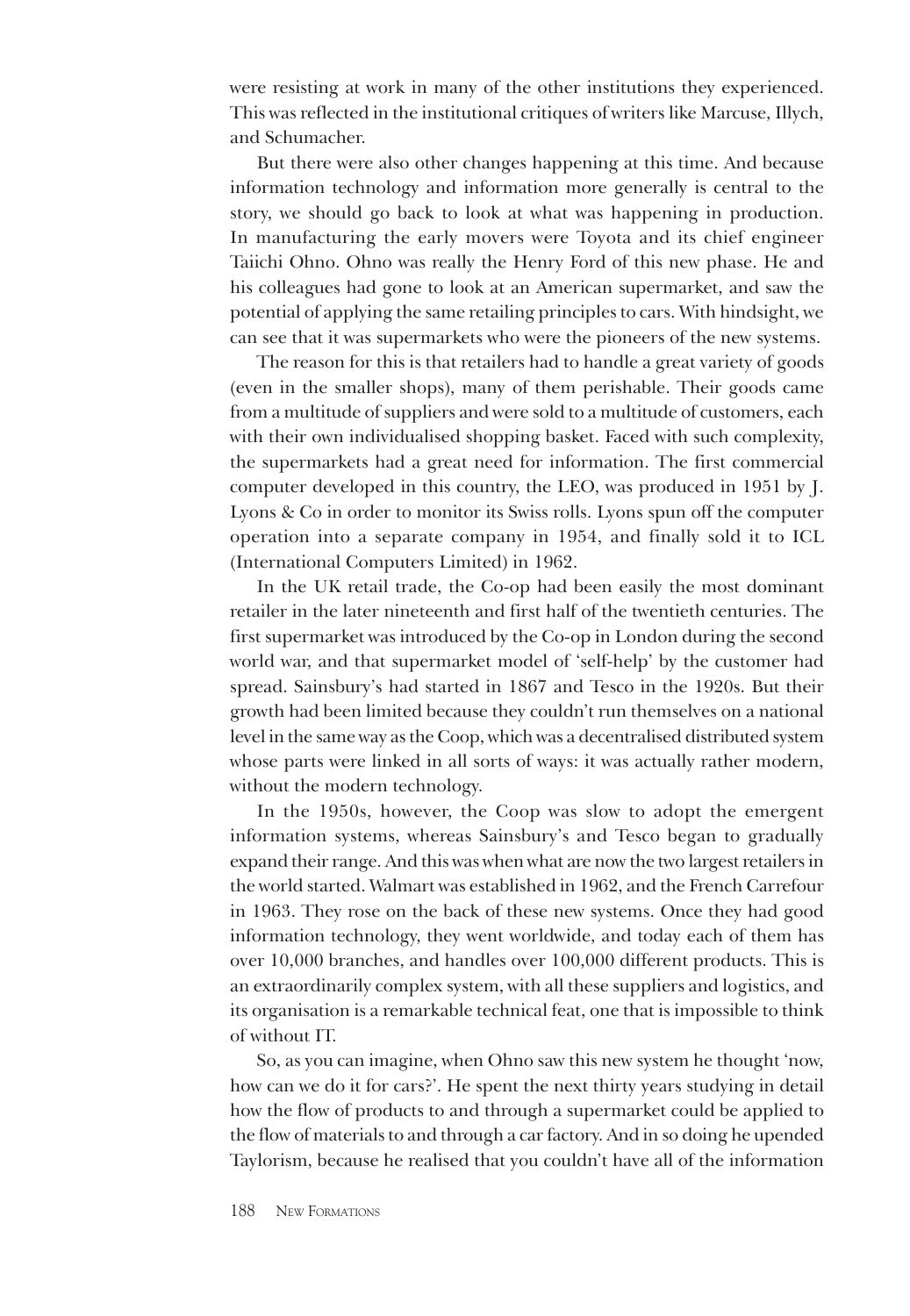were resisting at work in many of the other institutions they experienced. This was reflected in the institutional critiques of writers like Marcuse, Illych, and Schumacher.

But there were also other changes happening at this time. And because information technology and information more generally is central to the story, we should go back to look at what was happening in production. In manufacturing the early movers were Toyota and its chief engineer Taiichi Ohno. Ohno was really the Henry Ford of this new phase. He and his colleagues had gone to look at an American supermarket, and saw the potential of applying the same retailing principles to cars. With hindsight, we can see that it was supermarkets who were the pioneers of the new systems.

The reason for this is that retailers had to handle a great variety of goods (even in the smaller shops), many of them perishable. Their goods came from a multitude of suppliers and were sold to a multitude of customers, each with their own individualised shopping basket. Faced with such complexity, the supermarkets had a great need for information. The first commercial computer developed in this country, the LEO, was produced in 1951 by J. Lyons & Co in order to monitor its Swiss rolls. Lyons spun off the computer operation into a separate company in 1954, and finally sold it to ICL (International Computers Limited) in 1962.

In the UK retail trade, the Co-op had been easily the most dominant retailer in the later nineteenth and first half of the twentieth centuries. The first supermarket was introduced by the Co-op in London during the second world war, and that supermarket model of 'self-help' by the customer had spread. Sainsbury's had started in 1867 and Tesco in the 1920s. But their growth had been limited because they couldn't run themselves on a national level in the same way as the Coop, which was a decentralised distributed system whose parts were linked in all sorts of ways: it was actually rather modern, without the modern technology.

In the 1950s, however, the Coop was slow to adopt the emergent information systems, whereas Sainsbury's and Tesco began to gradually expand their range. And this was when what are now the two largest retailers in the world started. Walmart was established in 1962, and the French Carrefour in 1963. They rose on the back of these new systems. Once they had good information technology, they went worldwide, and today each of them has over 10,000 branches, and handles over 100,000 different products. This is an extraordinarily complex system, with all these suppliers and logistics, and its organisation is a remarkable technical feat, one that is impossible to think of without IT.

So, as you can imagine, when Ohno saw this new system he thought 'now, how can we do it for cars?'. He spent the next thirty years studying in detail how the flow of products to and through a supermarket could be applied to the flow of materials to and through a car factory. And in so doing he upended Taylorism, because he realised that you couldn't have all of the information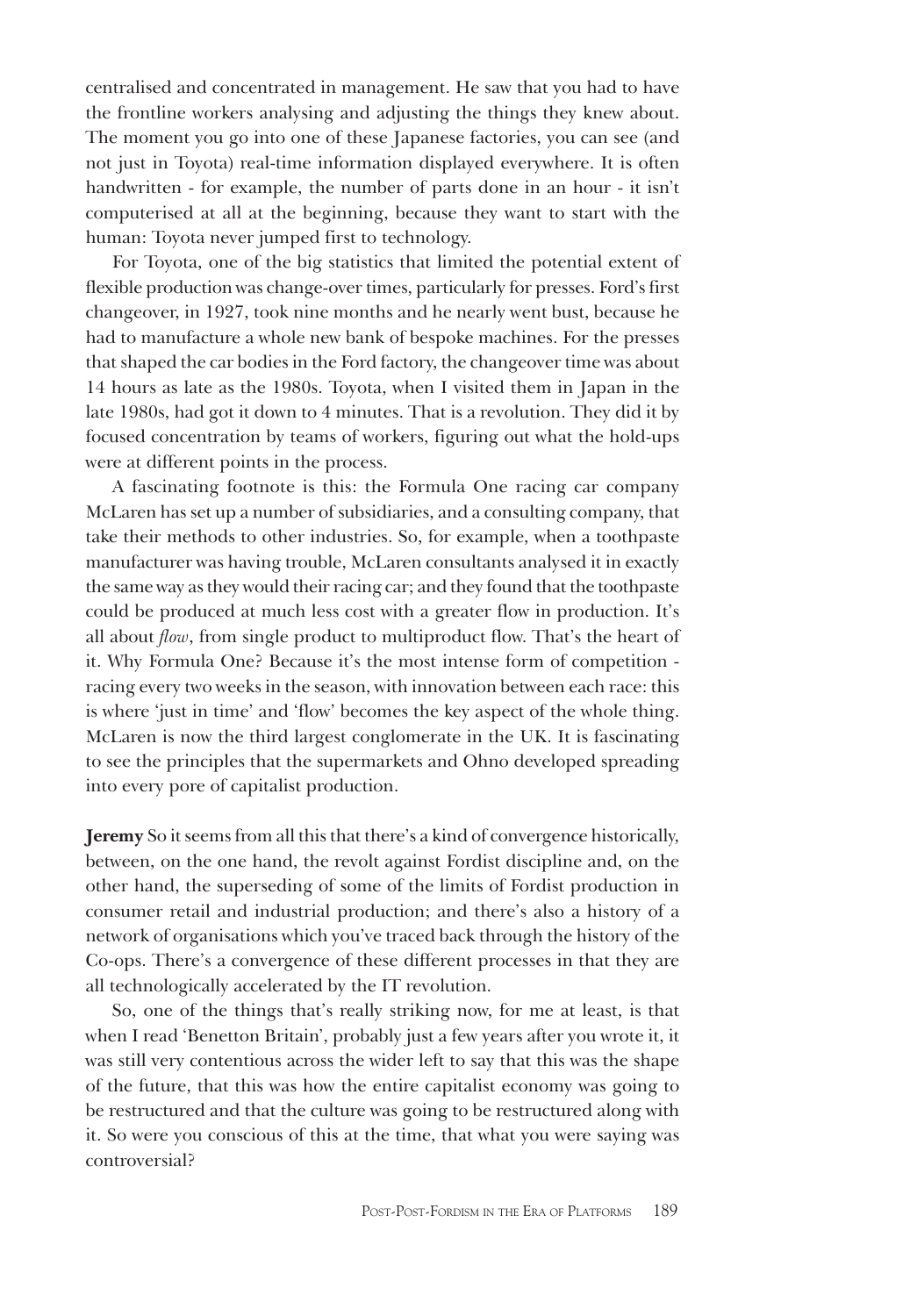centralised and concentrated in management. He saw that you had to have the frontline workers analysing and adjusting the things they knew about. The moment you go into one of these Japanese factories, you can see (and not just in Toyota) real-time information displayed everywhere. It is often handwritten - for example, the number of parts done in an hour - it isn't computerised at all at the beginning, because they want to start with the human: Toyota never jumped first to technology.

For Toyota, one of the big statistics that limited the potential extent of flexible production was change-over times, particularly for presses. Ford's first changeover, in 1927, took nine months and he nearly went bust, because he had to manufacture a whole new bank of bespoke machines. For the presses that shaped the car bodies in the Ford factory, the changeover time was about 14 hours as late as the 1980s. Toyota, when I visited them in Japan in the late 1980s, had got it down to 4 minutes. That is a revolution. They did it by focused concentration by teams of workers, figuring out what the hold-ups were at different points in the process.

A fascinating footnote is this: the Formula One racing car company McLaren has set up a number of subsidiaries, and a consulting company, that take their methods to other industries. So, for example, when a toothpaste manufacturer was having trouble, McLaren consultants analysed it in exactly the same way as they would their racing car; and they found that the toothpaste could be produced at much less cost with a greater flow in production. It's all about *flow*, from single product to multiproduct flow. That's the heart of it. Why Formula One? Because it's the most intense form of competition - racing every two weeks in the season, with innovation between each race: this is where 'just in time' and 'flow' becomes the key aspect of the whole thing. McLaren is now the third largest conglomerate in the UK. It is fascinating to see the principles that the supermarkets and Ohno developed spreading into every pore of capitalist production.

**Jeremy** So it seems from all this that there's a kind of convergence historically, between, on the one hand, the revolt against Fordist discipline and, on the other hand, the superseding of some of the limits of Fordist production in consumer retail and industrial production; and there's also a history of a network of organisations which you've traced back through the history of the Co-ops. There's a convergence of these different processes in that they are all technologically accelerated by the IT revolution.

So, one of the things that's really striking now, for me at least, is that when I read 'Benetton Britain', probably just a few years after you wrote it, it was still very contentious across the wider left to say that this was the shape of the future, that this was how the entire capitalist economy was going to be restructured and that the culture was going to be restructured along with it. So were you conscious of this at the time, that what you were saying was controversial?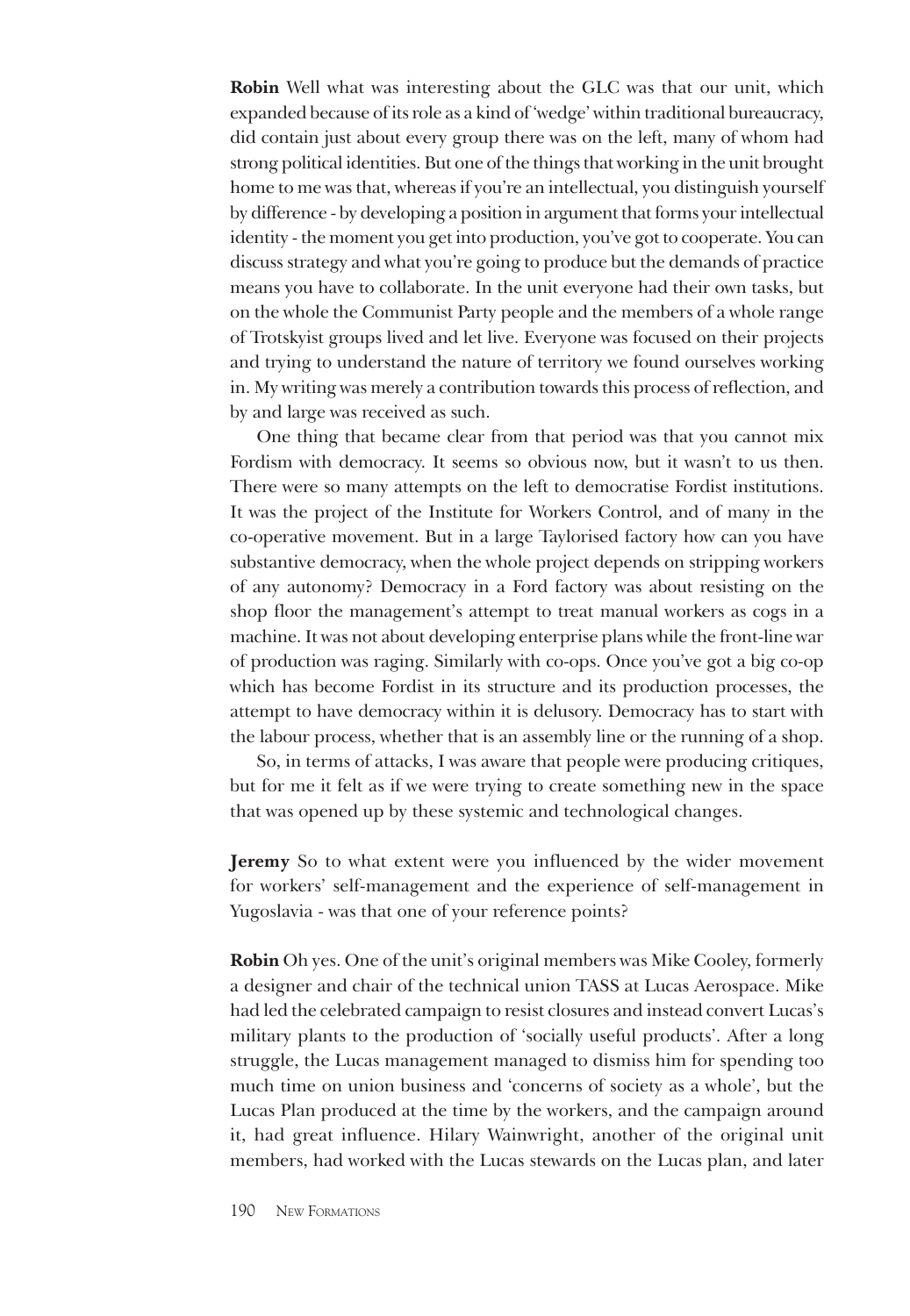**Robin** Well what was interesting about the GLC was that our unit, which expanded because of its role as a kind of 'wedge' within traditional bureaucracy, did contain just about every group there was on the left, many of whom had strong political identities. But one of the things that working in the unit brought home to me was that, whereas if you're an intellectual, you distinguish yourself by difference - by developing a position in argument that forms your intellectual identity - the moment you get into production, you've got to cooperate. You can discuss strategy and what you're going to produce but the demands of practice means you have to collaborate. In the unit everyone had their own tasks, but on the whole the Communist Party people and the members of a whole range of Trotskyist groups lived and let live. Everyone was focused on their projects and trying to understand the nature of territory we found ourselves working in. My writing was merely a contribution towards this process of reflection, and by and large was received as such.

One thing that became clear from that period was that you cannot mix Fordism with democracy. It seems so obvious now, but it wasn't to us then. There were so many attempts on the left to democratise Fordist institutions. It was the project of the Institute for Workers Control, and of many in the co-operative movement. But in a large Taylorised factory how can you have substantive democracy, when the whole project depends on stripping workers of any autonomy? Democracy in a Ford factory was about resisting on the shop floor the management's attempt to treat manual workers as cogs in a machine. It was not about developing enterprise plans while the front-line war of production was raging. Similarly with co-ops. Once you've got a big co-op which has become Fordist in its structure and its production processes, the attempt to have democracy within it is delusory. Democracy has to start with the labour process, whether that is an assembly line or the running of a shop.

So, in terms of attacks, I was aware that people were producing critiques, but for me it felt as if we were trying to create something new in the space that was opened up by these systemic and technological changes.

**Jeremy** So to what extent were you influenced by the wider movement for workers' self-management and the experience of self-management in Yugoslavia - was that one of your reference points?

**Robin** Oh yes. One of the unit's original members was Mike Cooley, formerly a designer and chair of the technical union TASS at Lucas Aerospace. Mike had led the celebrated campaign to resist closures and instead convert Lucas's military plants to the production of 'socially useful products'. After a long struggle, the Lucas management managed to dismiss him for spending too much time on union business and 'concerns of society as a whole', but the Lucas Plan produced at the time by the workers, and the campaign around it, had great influence. Hilary Wainwright, another of the original unit members, had worked with the Lucas stewards on the Lucas plan, and later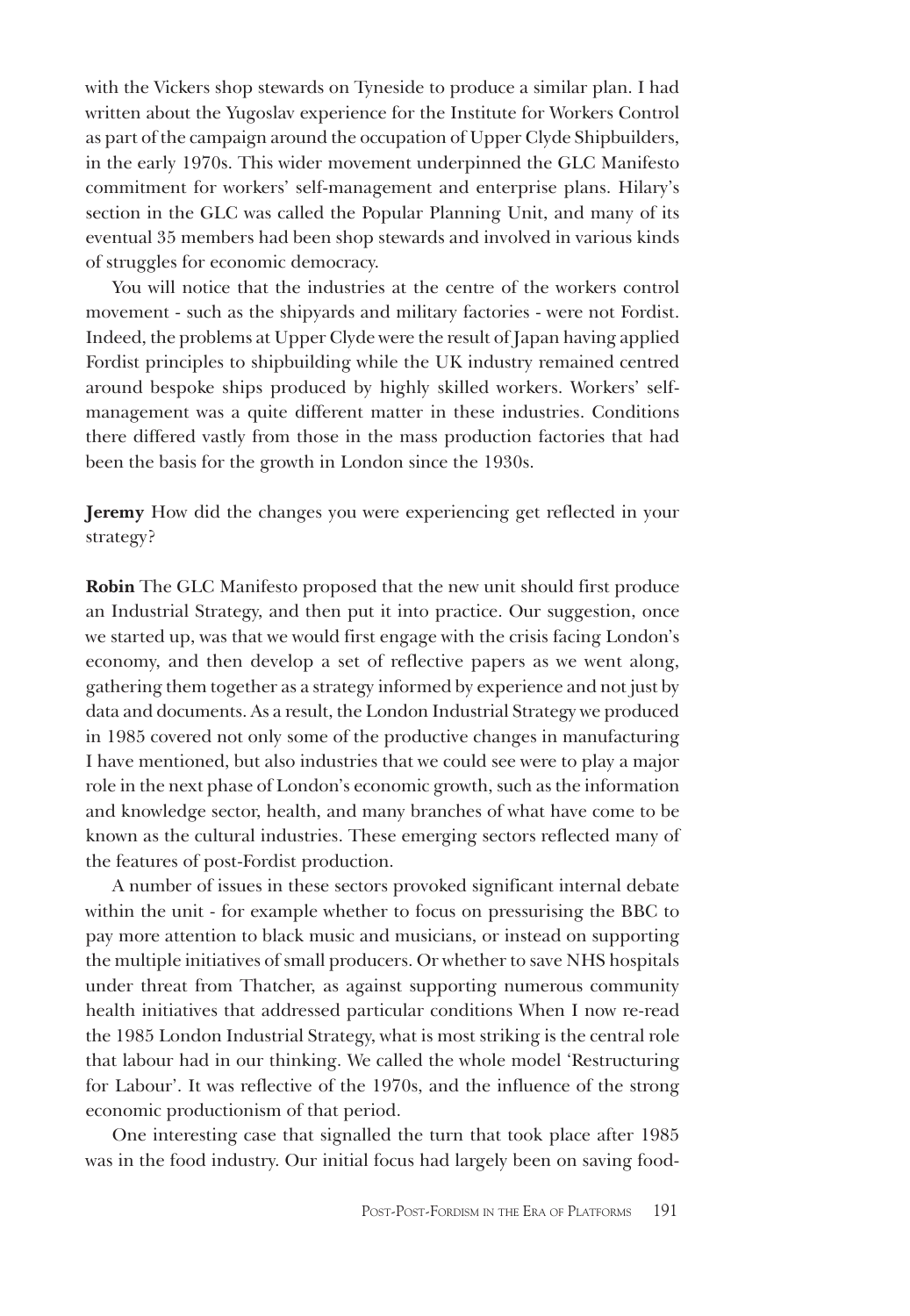with the Vickers shop stewards on Tyneside to produce a similar plan. I had written about the Yugoslav experience for the Institute for Workers Control as part of the campaign around the occupation of Upper Clyde Shipbuilders, in the early 1970s. This wider movement underpinned the GLC Manifesto commitment for workers' self-management and enterprise plans. Hilary's section in the GLC was called the Popular Planning Unit, and many of its eventual 35 members had been shop stewards and involved in various kinds of struggles for economic democracy.

You will notice that the industries at the centre of the workers control movement - such as the shipyards and military factories - were not Fordist. Indeed, the problems at Upper Clyde were the result of Japan having applied Fordist principles to shipbuilding while the UK industry remained centred around bespoke ships produced by highly skilled workers. Workers' self-management was a quite different matter in these industries. Conditions there differed vastly from those in the mass production factories that had been the basis for the growth in London since the 1930s.

**Jeremy** How did the changes you were experiencing get reflected in your strategy?

**Robin** The GLC Manifesto proposed that the new unit should first produce an Industrial Strategy, and then put it into practice. Our suggestion, once we started up, was that we would first engage with the crisis facing London's economy, and then develop a set of reflective papers as we went along, gathering them together as a strategy informed by experience and not just by data and documents. As a result, the London Industrial Strategy we produced in 1985 covered not only some of the productive changes in manufacturing I have mentioned, but also industries that we could see were to play a major role in the next phase of London's economic growth, such as the information and knowledge sector, health, and many branches of what have come to be known as the cultural industries. These emerging sectors reflected many of the features of post-Fordist production.

A number of issues in these sectors provoked significant internal debate within the unit - for example whether to focus on pressurising the BBC to pay more attention to black music and musicians, or instead on supporting the multiple initiatives of small producers. Or whether to save NHS hospitals under threat from Thatcher, as against supporting numerous community health initiatives that addressed particular conditions When I now re-read the 1985 London Industrial Strategy, what is most striking is the central role that labour had in our thinking. We called the whole model 'Restructuring for Labour'. It was reflective of the 1970s, and the influence of the strong economic productionism of that period.

One interesting case that signalled the turn that took place after 1985 was in the food industry. Our initial focus had largely been on saving food-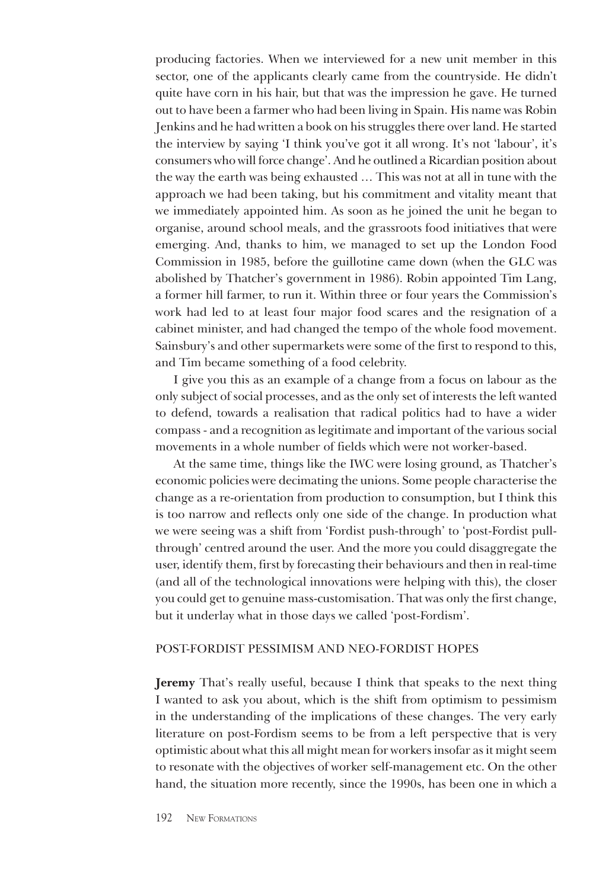producing factories. When we interviewed for a new unit member in this sector, one of the applicants clearly came from the countryside. He didn't quite have corn in his hair, but that was the impression he gave. He turned out to have been a farmer who had been living in Spain. His name was Robin Jenkins and he had written a book on his struggles there over land. He started the interview by saying 'I think you've got it all wrong. It's not 'labour', it's consumers who will force change'. And he outlined a Ricardian position about the way the earth was being exhausted … This was not at all in tune with the approach we had been taking, but his commitment and vitality meant that we immediately appointed him. As soon as he joined the unit he began to organise, around school meals, and the grassroots food initiatives that were emerging. And, thanks to him, we managed to set up the London Food Commission in 1985, before the guillotine came down (when the GLC was abolished by Thatcher's government in 1986). Robin appointed Tim Lang, a former hill farmer, to run it. Within three or four years the Commission's work had led to at least four major food scares and the resignation of a cabinet minister, and had changed the tempo of the whole food movement. Sainsbury's and other supermarkets were some of the first to respond to this, and Tim became something of a food celebrity.

I give you this as an example of a change from a focus on labour as the only subject of social processes, and as the only set of interests the left wanted to defend, towards a realisation that radical politics had to have a wider compass - and a recognition as legitimate and important of the various social movements in a whole number of fields which were not worker-based.

At the same time, things like the IWC were losing ground, as Thatcher's economic policies were decimating the unions. Some people characterise the change as a re-orientation from production to consumption, but I think this is too narrow and reflects only one side of the change. In production what we were seeing was a shift from 'Fordist push-through' to 'post-Fordist pull-through' centred around the user. And the more you could disaggregate the user, identify them, first by forecasting their behaviours and then in real-time (and all of the technological innovations were helping with this), the closer you could get to genuine mass-customisation. That was only the first change, but it underlay what in those days we called 'post-Fordism'.

## POST-FORDIST PESSIMISM AND NEO-FORDIST HOPES

**Jeremy** That's really useful, because I think that speaks to the next thing I wanted to ask you about, which is the shift from optimism to pessimism in the understanding of the implications of these changes. The very early literature on post-Fordism seems to be from a left perspective that is very optimistic about what this all might mean for workers insofar as it might seem to resonate with the objectives of worker self-management etc. On the other hand, the situation more recently, since the 1990s, has been one in which a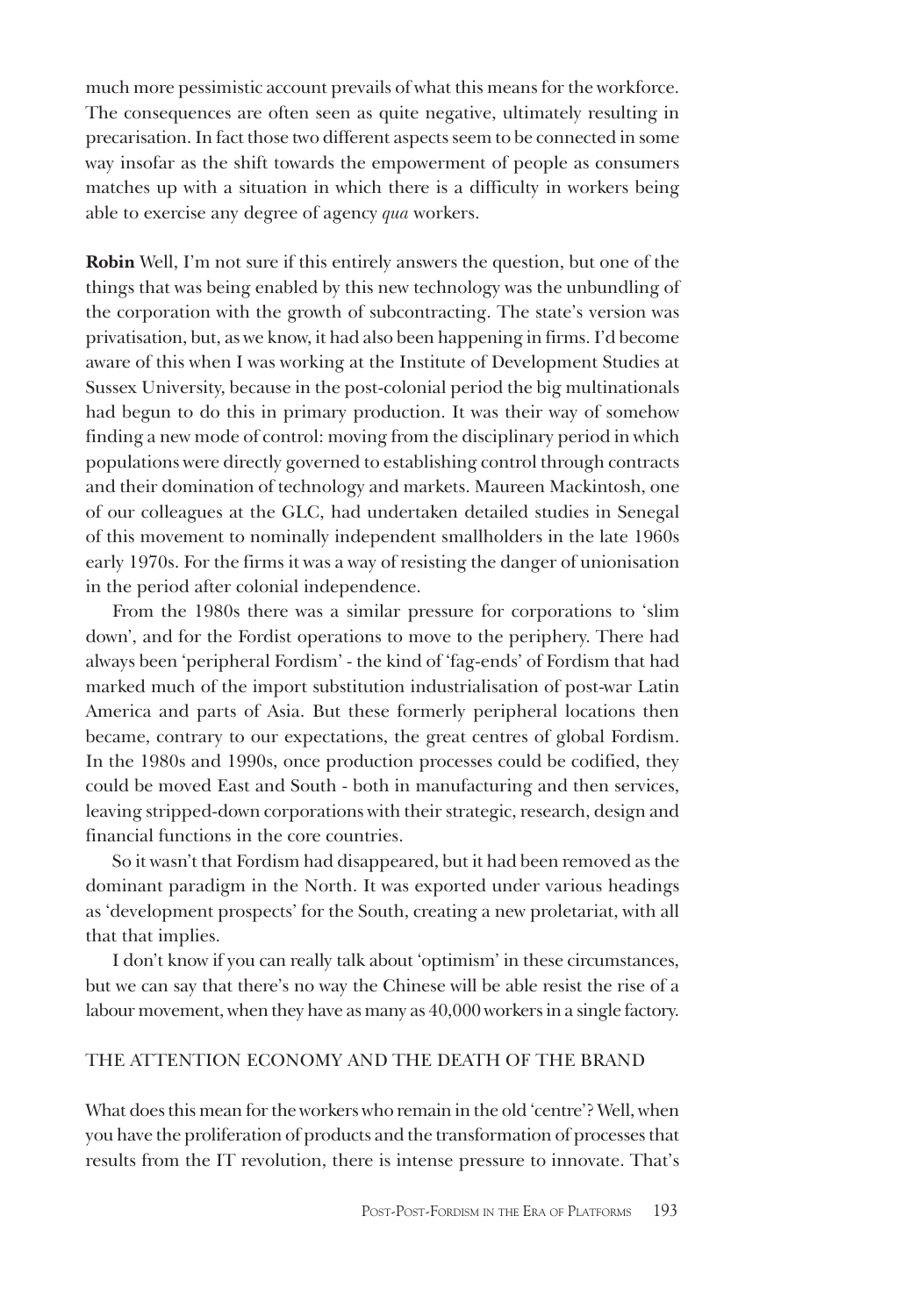much more pessimistic account prevails of what this means for the workforce. The consequences are often seen as quite negative, ultimately resulting in precarisation. In fact those two different aspects seem to be connected in some way insofar as the shift towards the empowerment of people as consumers matches up with a situation in which there is a difficulty in workers being able to exercise any degree of agency *qua* workers.

**Robin** Well, I'm not sure if this entirely answers the question, but one of the things that was being enabled by this new technology was the unbundling of the corporation with the growth of subcontracting. The state's version was privatisation, but, as we know, it had also been happening in firms. I'd become aware of this when I was working at the Institute of Development Studies at Sussex University, because in the post-colonial period the big multinationals had begun to do this in primary production. It was their way of somehow finding a new mode of control: moving from the disciplinary period in which populations were directly governed to establishing control through contracts and their domination of technology and markets. Maureen Mackintosh, one of our colleagues at the GLC, had undertaken detailed studies in Senegal of this movement to nominally independent smallholders in the late 1960s early 1970s. For the firms it was a way of resisting the danger of unionisation in the period after colonial independence.

From the 1980s there was a similar pressure for corporations to 'slim down', and for the Fordist operations to move to the periphery. There had always been 'peripheral Fordism' - the kind of 'fag-ends' of Fordism that had marked much of the import substitution industrialisation of post-war Latin America and parts of Asia. But these formerly peripheral locations then became, contrary to our expectations, the great centres of global Fordism. In the 1980s and 1990s, once production processes could be codified, they could be moved East and South - both in manufacturing and then services, leaving stripped-down corporations with their strategic, research, design and financial functions in the core countries.

So it wasn't that Fordism had disappeared, but it had been removed as the dominant paradigm in the North. It was exported under various headings as 'development prospects' for the South, creating a new proletariat, with all that that implies.

I don't know if you can really talk about 'optimism' in these circumstances, but we can say that there's no way the Chinese will be able resist the rise of a labour movement, when they have as many as 40,000 workers in a single factory.

## THE ATTENTION ECONOMY AND THE DEATH OF THE BRAND

What does this mean for the workers who remain in the old 'centre'? Well, when you have the proliferation of products and the transformation of processes that results from the IT revolution, there is intense pressure to innovate. That's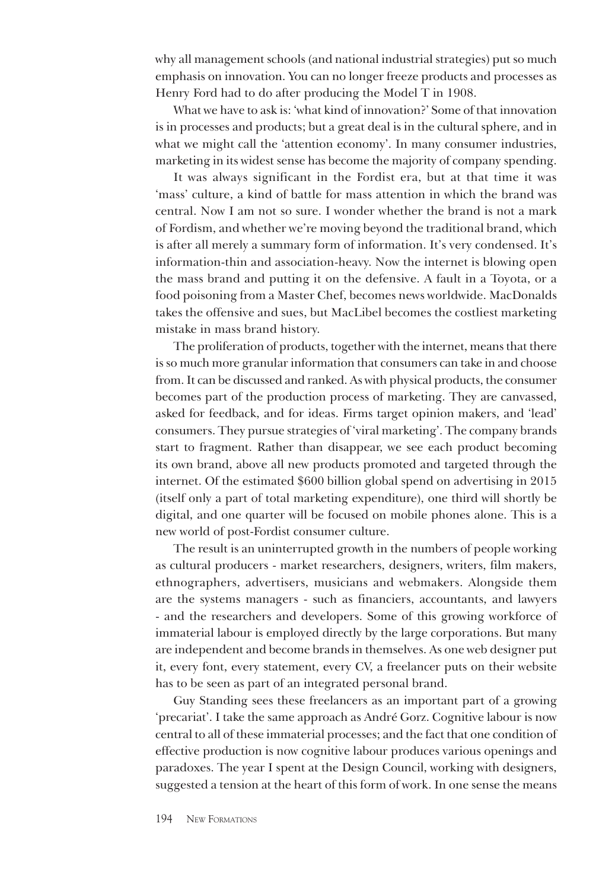why all management schools (and national industrial strategies) put so much emphasis on innovation. You can no longer freeze products and processes as Henry Ford had to do after producing the Model T in 1908.

What we have to ask is: 'what kind of innovation?' Some of that innovation is in processes and products; but a great deal is in the cultural sphere, and in what we might call the 'attention economy'. In many consumer industries, marketing in its widest sense has become the majority of company spending.

It was always significant in the Fordist era, but at that time it was 'mass' culture, a kind of battle for mass attention in which the brand was central. Now I am not so sure. I wonder whether the brand is not a mark of Fordism, and whether we're moving beyond the traditional brand, which is after all merely a summary form of information. It's very condensed. It's information-thin and association-heavy. Now the internet is blowing open the mass brand and putting it on the defensive. A fault in a Toyota, or a food poisoning from a Master Chef, becomes news worldwide. MacDonalds takes the offensive and sues, but MacLibel becomes the costliest marketing mistake in mass brand history.

The proliferation of products, together with the internet, means that there is so much more granular information that consumers can take in and choose from. It can be discussed and ranked. As with physical products, the consumer becomes part of the production process of marketing. They are canvassed, asked for feedback, and for ideas. Firms target opinion makers, and 'lead' consumers. They pursue strategies of 'viral marketing'. The company brands start to fragment. Rather than disappear, we see each product becoming its own brand, above all new products promoted and targeted through the internet. Of the estimated $600 billion global spend on advertising in 2015 (itself only a part of total marketing expenditure), one third will shortly be digital, and one quarter will be focused on mobile phones alone. This is a new world of post-Fordist consumer culture.

The result is an uninterrupted growth in the numbers of people working as cultural producers - market researchers, designers, writers, film makers, ethnographers, advertisers, musicians and webmakers. Alongside them are the systems managers - such as financiers, accountants, and lawyers - and the researchers and developers. Some of this growing workforce of immaterial labour is employed directly by the large corporations. But many are independent and become brands in themselves. As one web designer put it, every font, every statement, every CV, a freelancer puts on their website has to be seen as part of an integrated personal brand.

Guy Standing sees these freelancers as an important part of a growing 'precariat'. I take the same approach as André Gorz. Cognitive labour is now central to all of these immaterial processes; and the fact that one condition of effective production is now cognitive labour produces various openings and paradoxes. The year I spent at the Design Council, working with designers, suggested a tension at the heart of this form of work. In one sense the means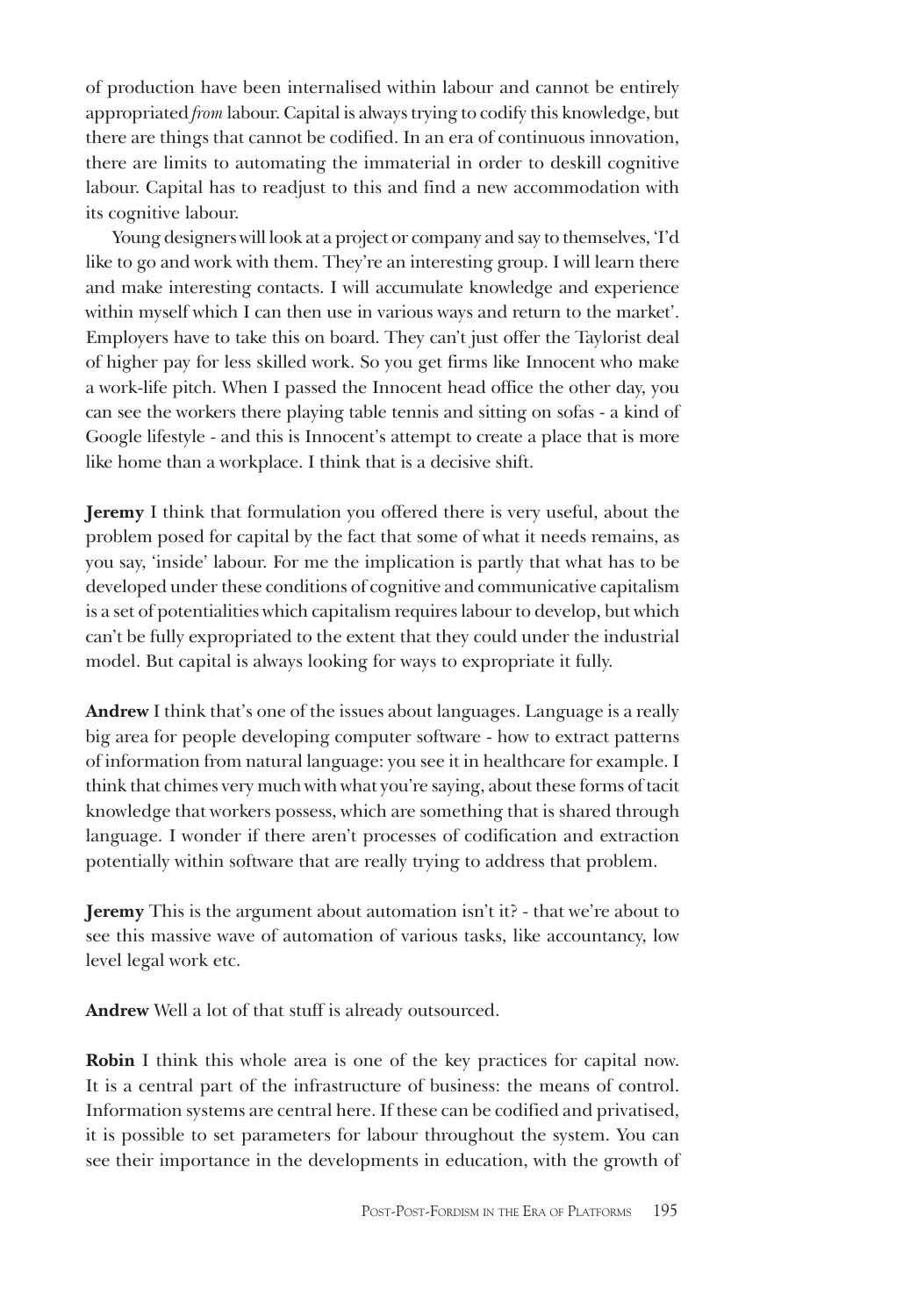of production have been internalised within labour and cannot be entirely appropriated *from* labour. Capital is always trying to codify this knowledge, but there are things that cannot be codified. In an era of continuous innovation, there are limits to automating the immaterial in order to deskill cognitive labour. Capital has to readjust to this and find a new accommodation with its cognitive labour.

Young designers will look at a project or company and say to themselves, 'I'd like to go and work with them. They're an interesting group. I will learn there and make interesting contacts. I will accumulate knowledge and experience within myself which I can then use in various ways and return to the market'. Employers have to take this on board. They can't just offer the Taylorist deal of higher pay for less skilled work. So you get firms like Innocent who make a work-life pitch. When I passed the Innocent head office the other day, you can see the workers there playing table tennis and sitting on sofas - a kind of Google lifestyle - and this is Innocent's attempt to create a place that is more like home than a workplace. I think that is a decisive shift.

**Jeremy** I think that formulation you offered there is very useful, about the problem posed for capital by the fact that some of what it needs remains, as you say, 'inside' labour. For me the implication is partly that what has to be developed under these conditions of cognitive and communicative capitalism is a set of potentialities which capitalism requires labour to develop, but which can't be fully expropriated to the extent that they could under the industrial model. But capital is always looking for ways to expropriate it fully.

**Andrew** I think that's one of the issues about languages. Language is a really big area for people developing computer software - how to extract patterns of information from natural language: you see it in healthcare for example. I think that chimes very much with what you're saying, about these forms of tacit knowledge that workers possess, which are something that is shared through language. I wonder if there aren't processes of codification and extraction potentially within software that are really trying to address that problem.

**Jeremy** This is the argument about automation isn't it? - that we're about to see this massive wave of automation of various tasks, like accountancy, low level legal work etc.

**Andrew** Well a lot of that stuff is already outsourced.

**Robin** I think this whole area is one of the key practices for capital now. It is a central part of the infrastructure of business: the means of control. Information systems are central here. If these can be codified and privatised, it is possible to set parameters for labour throughout the system. You can see their importance in the developments in education, with the growth of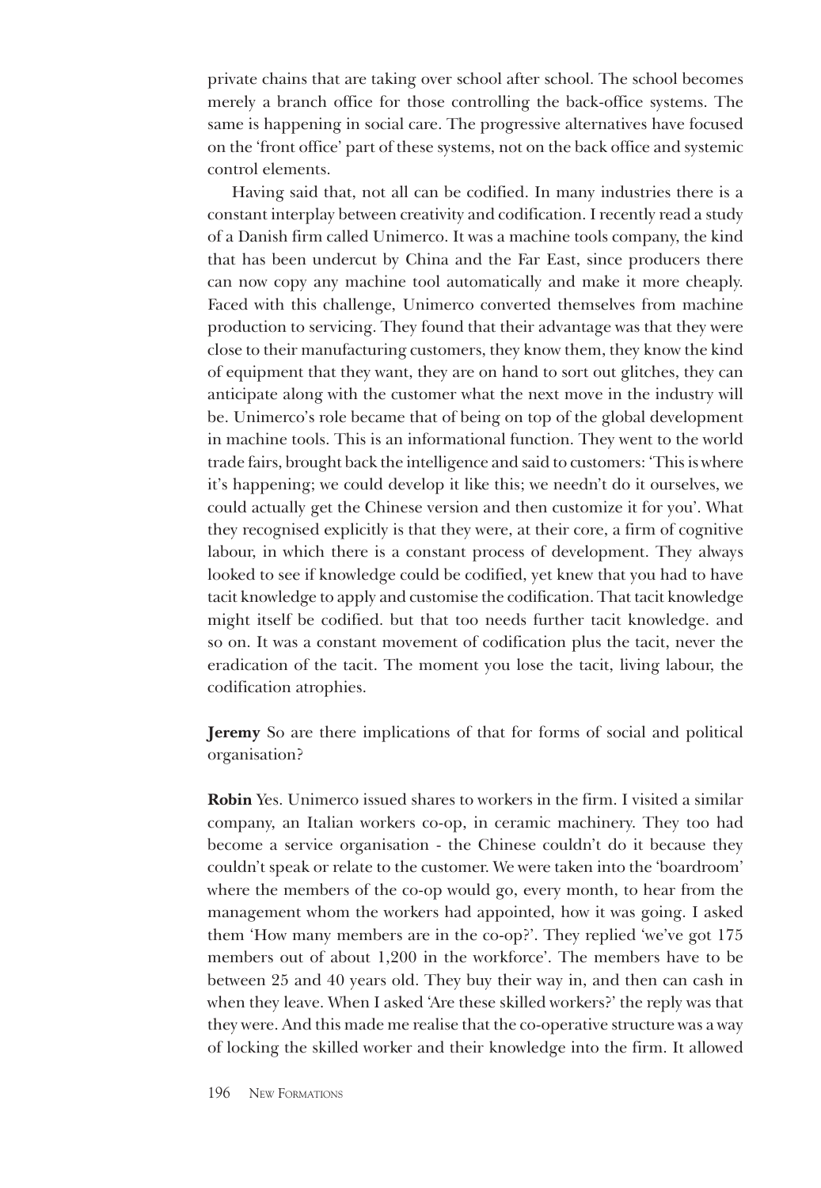private chains that are taking over school after school. The school becomes merely a branch office for those controlling the back-office systems. The same is happening in social care. The progressive alternatives have focused on the 'front office' part of these systems, not on the back office and systemic control elements.

Having said that, not all can be codified. In many industries there is a constant interplay between creativity and codification. I recently read a study of a Danish firm called Unimerco. It was a machine tools company, the kind that has been undercut by China and the Far East, since producers there can now copy any machine tool automatically and make it more cheaply. Faced with this challenge, Unimerco converted themselves from machine production to servicing. They found that their advantage was that they were close to their manufacturing customers, they know them, they know the kind of equipment that they want, they are on hand to sort out glitches, they can anticipate along with the customer what the next move in the industry will be. Unimerco's role became that of being on top of the global development in machine tools. This is an informational function. They went to the world trade fairs, brought back the intelligence and said to customers: 'This is where it's happening; we could develop it like this; we needn't do it ourselves, we could actually get the Chinese version and then customize it for you'. What they recognised explicitly is that they were, at their core, a firm of cognitive labour, in which there is a constant process of development. They always looked to see if knowledge could be codified, yet knew that you had to have tacit knowledge to apply and customise the codification. That tacit knowledge might itself be codified. but that too needs further tacit knowledge. and so on. It was a constant movement of codification plus the tacit, never the eradication of the tacit. The moment you lose the tacit, living labour, the codification atrophies.

**Jeremy** So are there implications of that for forms of social and political organisation?

**Robin** Yes. Unimerco issued shares to workers in the firm. I visited a similar company, an Italian workers co-op, in ceramic machinery. They too had become a service organisation - the Chinese couldn't do it because they couldn't speak or relate to the customer. We were taken into the 'boardroom' where the members of the co-op would go, every month, to hear from the management whom the workers had appointed, how it was going. I asked them 'How many members are in the co-op?'. They replied 'we've got 175 members out of about 1,200 in the workforce'. The members have to be between 25 and 40 years old. They buy their way in, and then can cash in when they leave. When I asked 'Are these skilled workers?' the reply was that they were. And this made me realise that the co-operative structure was a way of locking the skilled worker and their knowledge into the firm. It allowed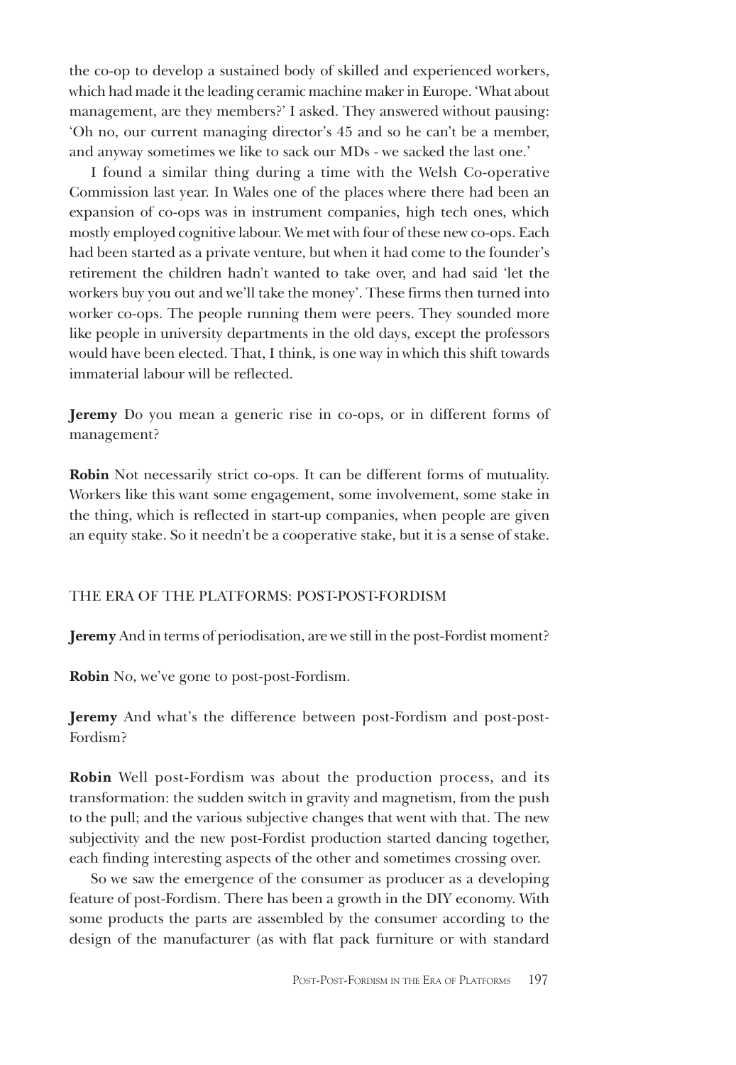the co-op to develop a sustained body of skilled and experienced workers, which had made it the leading ceramic machine maker in Europe. 'What about management, are they members?' I asked. They answered without pausing: 'Oh no, our current managing director's 45 and so he can't be a member, and anyway sometimes we like to sack our MDs - we sacked the last one.'

I found a similar thing during a time with the Welsh Co-operative Commission last year. In Wales one of the places where there had been an expansion of co-ops was in instrument companies, high tech ones, which mostly employed cognitive labour. We met with four of these new co-ops. Each had been started as a private venture, but when it had come to the founder's retirement the children hadn't wanted to take over, and had said 'let the workers buy you out and we'll take the money'. These firms then turned into worker co-ops. The people running them were peers. They sounded more like people in university departments in the old days, except the professors would have been elected. That, I think, is one way in which this shift towards immaterial labour will be reflected.

**Jeremy** Do you mean a generic rise in co-ops, or in different forms of management?

**Robin** Not necessarily strict co-ops. It can be different forms of mutuality. Workers like this want some engagement, some involvement, some stake in the thing, which is reflected in start-up companies, when people are given an equity stake. So it needn't be a cooperative stake, but it is a sense of stake.

## THE ERA OF THE PLATFORMS: POST-POST-FORDISM

**Jeremy** And in terms of periodisation, are we still in the post-Fordist moment?

**Robin** No, we've gone to post-post-Fordism.

**Jeremy** And what's the difference between post-Fordism and post-post-Fordism?

**Robin** Well post-Fordism was about the production process, and its transformation: the sudden switch in gravity and magnetism, from the push to the pull; and the various subjective changes that went with that. The new subjectivity and the new post-Fordist production started dancing together, each finding interesting aspects of the other and sometimes crossing over.

So we saw the emergence of the consumer as producer as a developing feature of post-Fordism. There has been a growth in the DIY economy. With some products the parts are assembled by the consumer according to the design of the manufacturer (as with flat pack furniture or with standard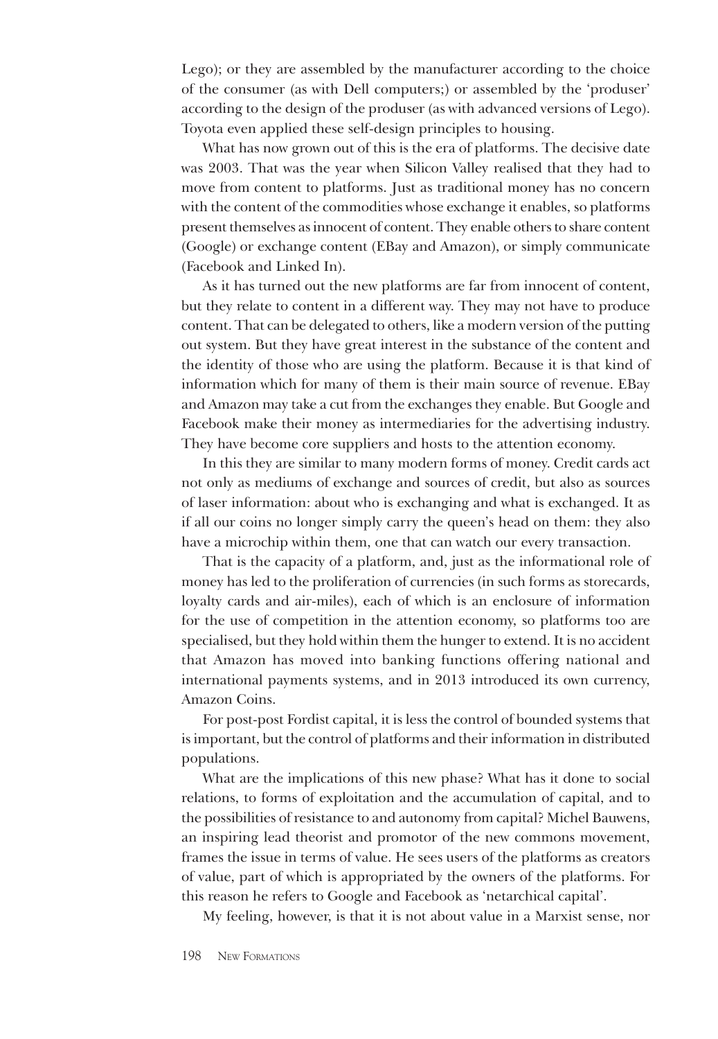Lego); or they are assembled by the manufacturer according to the choice of the consumer (as with Dell computers;) or assembled by the 'produser' according to the design of the produser (as with advanced versions of Lego). Toyota even applied these self-design principles to housing.

What has now grown out of this is the era of platforms. The decisive date was 2003. That was the year when Silicon Valley realised that they had to move from content to platforms. Just as traditional money has no concern with the content of the commodities whose exchange it enables, so platforms present themselves as innocent of content. They enable others to share content (Google) or exchange content (EBay and Amazon), or simply communicate (Facebook and Linked In).

As it has turned out the new platforms are far from innocent of content, but they relate to content in a different way. They may not have to produce content. That can be delegated to others, like a modern version of the putting out system. But they have great interest in the substance of the content and the identity of those who are using the platform. Because it is that kind of information which for many of them is their main source of revenue. EBay and Amazon may take a cut from the exchanges they enable. But Google and Facebook make their money as intermediaries for the advertising industry. They have become core suppliers and hosts to the attention economy.

In this they are similar to many modern forms of money. Credit cards act not only as mediums of exchange and sources of credit, but also as sources of laser information: about who is exchanging and what is exchanged. It as if all our coins no longer simply carry the queen's head on them: they also have a microchip within them, one that can watch our every transaction.

That is the capacity of a platform, and, just as the informational role of money has led to the proliferation of currencies (in such forms as storecards, loyalty cards and air-miles), each of which is an enclosure of information for the use of competition in the attention economy, so platforms too are specialised, but they hold within them the hunger to extend. It is no accident that Amazon has moved into banking functions offering national and international payments systems, and in 2013 introduced its own currency, Amazon Coins.

For post-post Fordist capital, it is less the control of bounded systems that is important, but the control of platforms and their information in distributed populations.

What are the implications of this new phase? What has it done to social relations, to forms of exploitation and the accumulation of capital, and to the possibilities of resistance to and autonomy from capital? Michel Bauwens, an inspiring lead theorist and promotor of the new commons movement, frames the issue in terms of value. He sees users of the platforms as creators of value, part of which is appropriated by the owners of the platforms. For this reason he refers to Google and Facebook as 'netarchical capital'.

My feeling, however, is that it is not about value in a Marxist sense, nor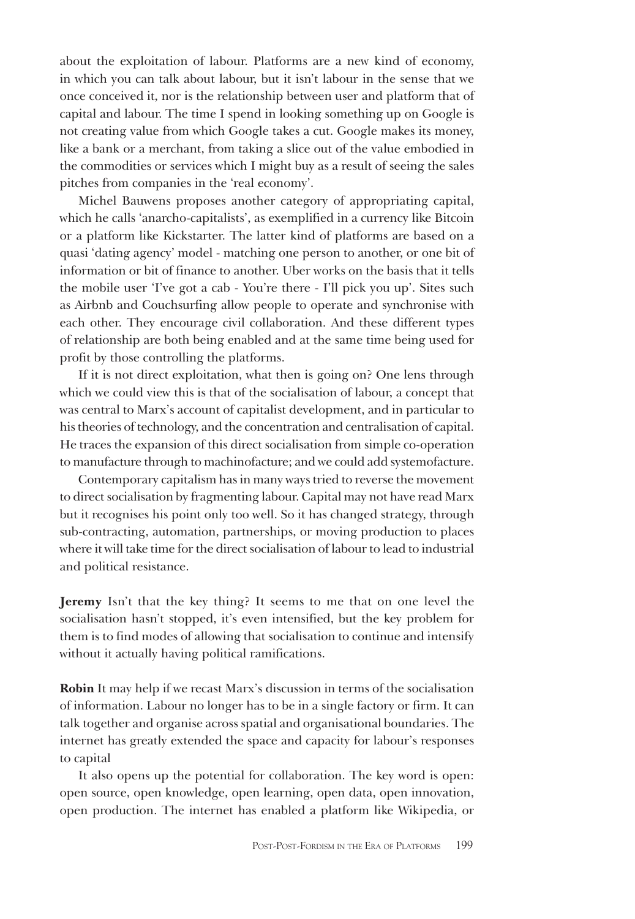about the exploitation of labour. Platforms are a new kind of economy, in which you can talk about labour, but it isn't labour in the sense that we once conceived it, nor is the relationship between user and platform that of capital and labour. The time I spend in looking something up on Google is not creating value from which Google takes a cut. Google makes its money, like a bank or a merchant, from taking a slice out of the value embodied in the commodities or services which I might buy as a result of seeing the sales pitches from companies in the 'real economy'.

Michel Bauwens proposes another category of appropriating capital, which he calls 'anarcho-capitalists', as exemplified in a currency like Bitcoin or a platform like Kickstarter. The latter kind of platforms are based on a quasi 'dating agency' model - matching one person to another, or one bit of information or bit of finance to another. Uber works on the basis that it tells the mobile user 'I've got a cab - You're there - I'll pick you up'. Sites such as Airbnb and Couchsurfing allow people to operate and synchronise with each other. They encourage civil collaboration. And these different types of relationship are both being enabled and at the same time being used for profit by those controlling the platforms.

If it is not direct exploitation, what then is going on? One lens through which we could view this is that of the socialisation of labour, a concept that was central to Marx's account of capitalist development, and in particular to his theories of technology, and the concentration and centralisation of capital. He traces the expansion of this direct socialisation from simple co-operation to manufacture through to machinofacture; and we could add systemofacture.

Contemporary capitalism has in many ways tried to reverse the movement to direct socialisation by fragmenting labour. Capital may not have read Marx but it recognises his point only too well. So it has changed strategy, through sub-contracting, automation, partnerships, or moving production to places where it will take time for the direct socialisation of labour to lead to industrial and political resistance.

**Jeremy** Isn't that the key thing? It seems to me that on one level the socialisation hasn't stopped, it's even intensified, but the key problem for them is to find modes of allowing that socialisation to continue and intensify without it actually having political ramifications.

**Robin** It may help if we recast Marx's discussion in terms of the socialisation of information. Labour no longer has to be in a single factory or firm. It can talk together and organise across spatial and organisational boundaries. The internet has greatly extended the space and capacity for labour's responses to capital

It also opens up the potential for collaboration. The key word is open: open source, open knowledge, open learning, open data, open innovation, open production. The internet has enabled a platform like Wikipedia, or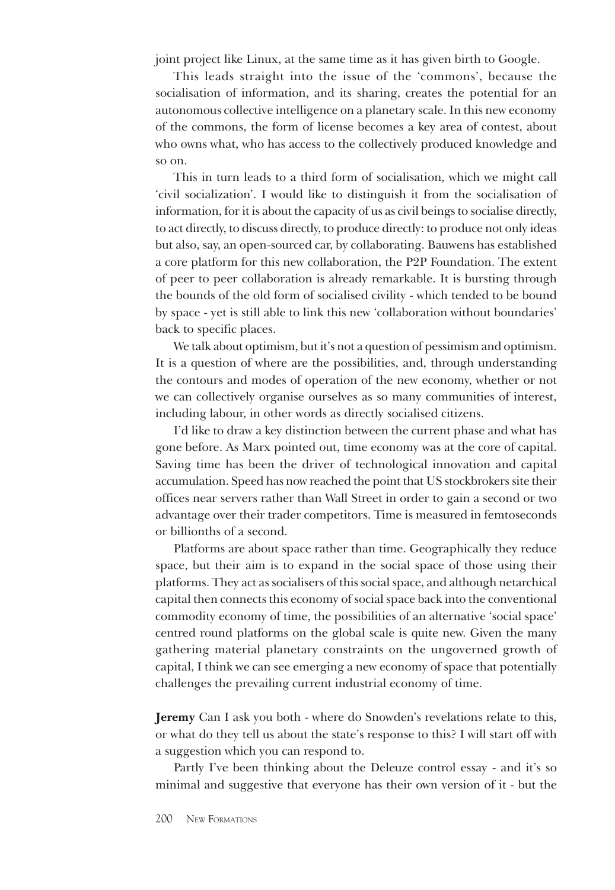joint project like Linux, at the same time as it has given birth to Google.

This leads straight into the issue of the 'commons', because the socialisation of information, and its sharing, creates the potential for an autonomous collective intelligence on a planetary scale. In this new economy of the commons, the form of license becomes a key area of contest, about who owns what, who has access to the collectively produced knowledge and so on.

This in turn leads to a third form of socialisation, which we might call 'civil socialization'. I would like to distinguish it from the socialisation of information, for it is about the capacity of us as civil beings to socialise directly, to act directly, to discuss directly, to produce directly: to produce not only ideas but also, say, an open-sourced car, by collaborating. Bauwens has established a core platform for this new collaboration, the P2P Foundation. The extent of peer to peer collaboration is already remarkable. It is bursting through the bounds of the old form of socialised civility - which tended to be bound by space - yet is still able to link this new 'collaboration without boundaries' back to specific places.

We talk about optimism, but it's not a question of pessimism and optimism. It is a question of where are the possibilities, and, through understanding the contours and modes of operation of the new economy, whether or not we can collectively organise ourselves as so many communities of interest, including labour, in other words as directly socialised citizens.

I'd like to draw a key distinction between the current phase and what has gone before. As Marx pointed out, time economy was at the core of capital. Saving time has been the driver of technological innovation and capital accumulation. Speed has now reached the point that US stockbrokers site their offices near servers rather than Wall Street in order to gain a second or two advantage over their trader competitors. Time is measured in femtoseconds or billionths of a second.

Platforms are about space rather than time. Geographically they reduce space, but their aim is to expand in the social space of those using their platforms. They act as socialisers of this social space, and although netarchical capital then connects this economy of social space back into the conventional commodity economy of time, the possibilities of an alternative 'social space' centred round platforms on the global scale is quite new. Given the many gathering material planetary constraints on the ungoverned growth of capital, I think we can see emerging a new economy of space that potentially challenges the prevailing current industrial economy of time.

**Jeremy** Can I ask you both - where do Snowden's revelations relate to this, or what do they tell us about the state's response to this? I will start off with a suggestion which you can respond to.

Partly I've been thinking about the Deleuze control essay - and it's so minimal and suggestive that everyone has their own version of it - but the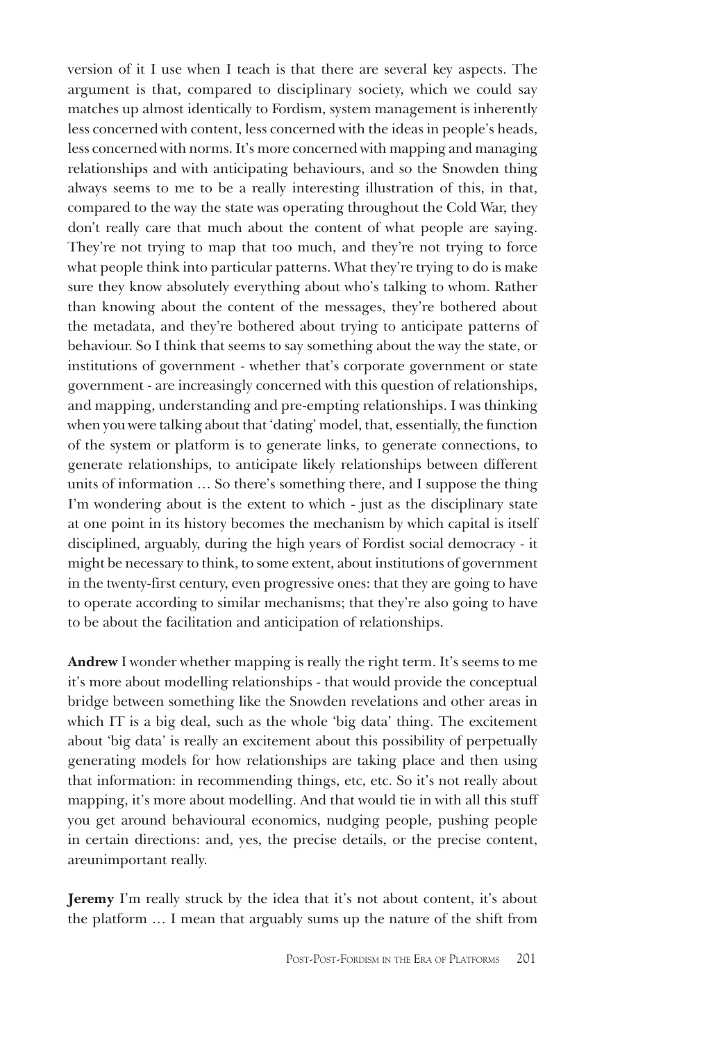version of it I use when I teach is that there are several key aspects. The argument is that, compared to disciplinary society, which we could say matches up almost identically to Fordism, system management is inherently less concerned with content, less concerned with the ideas in people's heads, less concerned with norms. It's more concerned with mapping and managing relationships and with anticipating behaviours, and so the Snowden thing always seems to me to be a really interesting illustration of this, in that, compared to the way the state was operating throughout the Cold War, they don't really care that much about the content of what people are saying. They're not trying to map that too much, and they're not trying to force what people think into particular patterns. What they're trying to do is make sure they know absolutely everything about who's talking to whom. Rather than knowing about the content of the messages, they're bothered about the metadata, and they're bothered about trying to anticipate patterns of behaviour. So I think that seems to say something about the way the state, or institutions of government - whether that's corporate government or state government - are increasingly concerned with this question of relationships, and mapping, understanding and pre-empting relationships. I was thinking when you were talking about that 'dating' model, that, essentially, the function of the system or platform is to generate links, to generate connections, to generate relationships, to anticipate likely relationships between different units of information … So there's something there, and I suppose the thing I'm wondering about is the extent to which - just as the disciplinary state at one point in its history becomes the mechanism by which capital is itself disciplined, arguably, during the high years of Fordist social democracy - it might be necessary to think, to some extent, about institutions of government in the twenty-first century, even progressive ones: that they are going to have to operate according to similar mechanisms; that they're also going to have to be about the facilitation and anticipation of relationships.

**Andrew** I wonder whether mapping is really the right term. It's seems to me it's more about modelling relationships - that would provide the conceptual bridge between something like the Snowden revelations and other areas in which IT is a big deal, such as the whole 'big data' thing. The excitement about 'big data' is really an excitement about this possibility of perpetually generating models for how relationships are taking place and then using that information: in recommending things, etc, etc. So it's not really about mapping, it's more about modelling. And that would tie in with all this stuff you get around behavioural economics, nudging people, pushing people in certain directions: and, yes, the precise details, or the precise content, areunimportant really.

**Jeremy** I'm really struck by the idea that it's not about content, it's about the platform … I mean that arguably sums up the nature of the shift from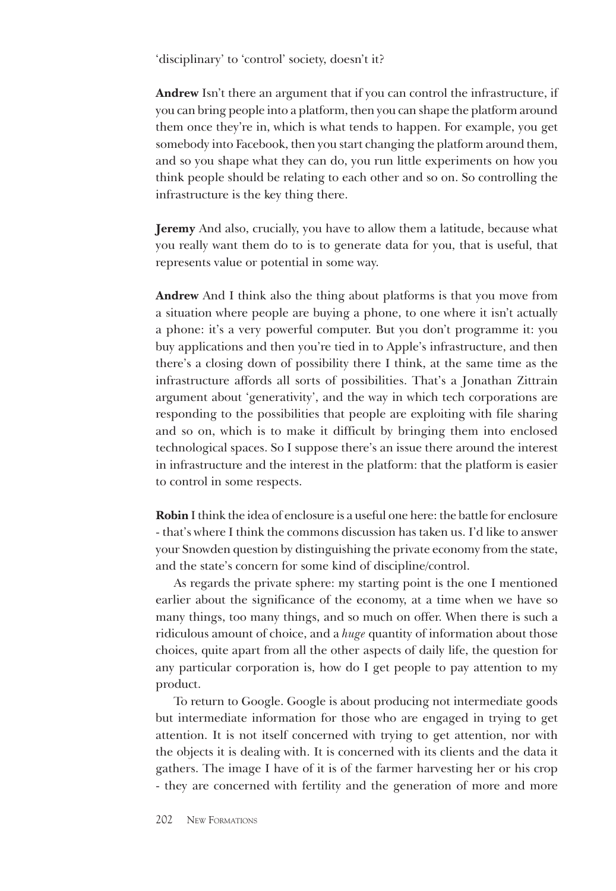'disciplinary' to 'control' society, doesn't it?

**Andrew** Isn't there an argument that if you can control the infrastructure, if you can bring people into a platform, then you can shape the platform around them once they're in, which is what tends to happen. For example, you get somebody into Facebook, then you start changing the platform around them, and so you shape what they can do, you run little experiments on how you think people should be relating to each other and so on. So controlling the infrastructure is the key thing there.

**Jeremy** And also, crucially, you have to allow them a latitude, because what you really want them do to is to generate data for you, that is useful, that represents value or potential in some way.

**Andrew** And I think also the thing about platforms is that you move from a situation where people are buying a phone, to one where it isn't actually a phone: it's a very powerful computer. But you don't programme it: you buy applications and then you're tied in to Apple's infrastructure, and then there's a closing down of possibility there I think, at the same time as the infrastructure affords all sorts of possibilities. That's a Jonathan Zittrain argument about 'generativity', and the way in which tech corporations are responding to the possibilities that people are exploiting with file sharing and so on, which is to make it difficult by bringing them into enclosed technological spaces. So I suppose there's an issue there around the interest in infrastructure and the interest in the platform: that the platform is easier to control in some respects.

**Robin** I think the idea of enclosure is a useful one here: the battle for enclosure - that's where I think the commons discussion has taken us. I'd like to answer your Snowden question by distinguishing the private economy from the state, and the state's concern for some kind of discipline/control.

As regards the private sphere: my starting point is the one I mentioned earlier about the significance of the economy, at a time when we have so many things, too many things, and so much on offer. When there is such a ridiculous amount of choice, and a *huge* quantity of information about those choices, quite apart from all the other aspects of daily life, the question for any particular corporation is, how do I get people to pay attention to my product.

To return to Google. Google is about producing not intermediate goods but intermediate information for those who are engaged in trying to get attention. It is not itself concerned with trying to get attention, nor with the objects it is dealing with. It is concerned with its clients and the data it gathers. The image I have of it is of the farmer harvesting her or his crop - they are concerned with fertility and the generation of more and more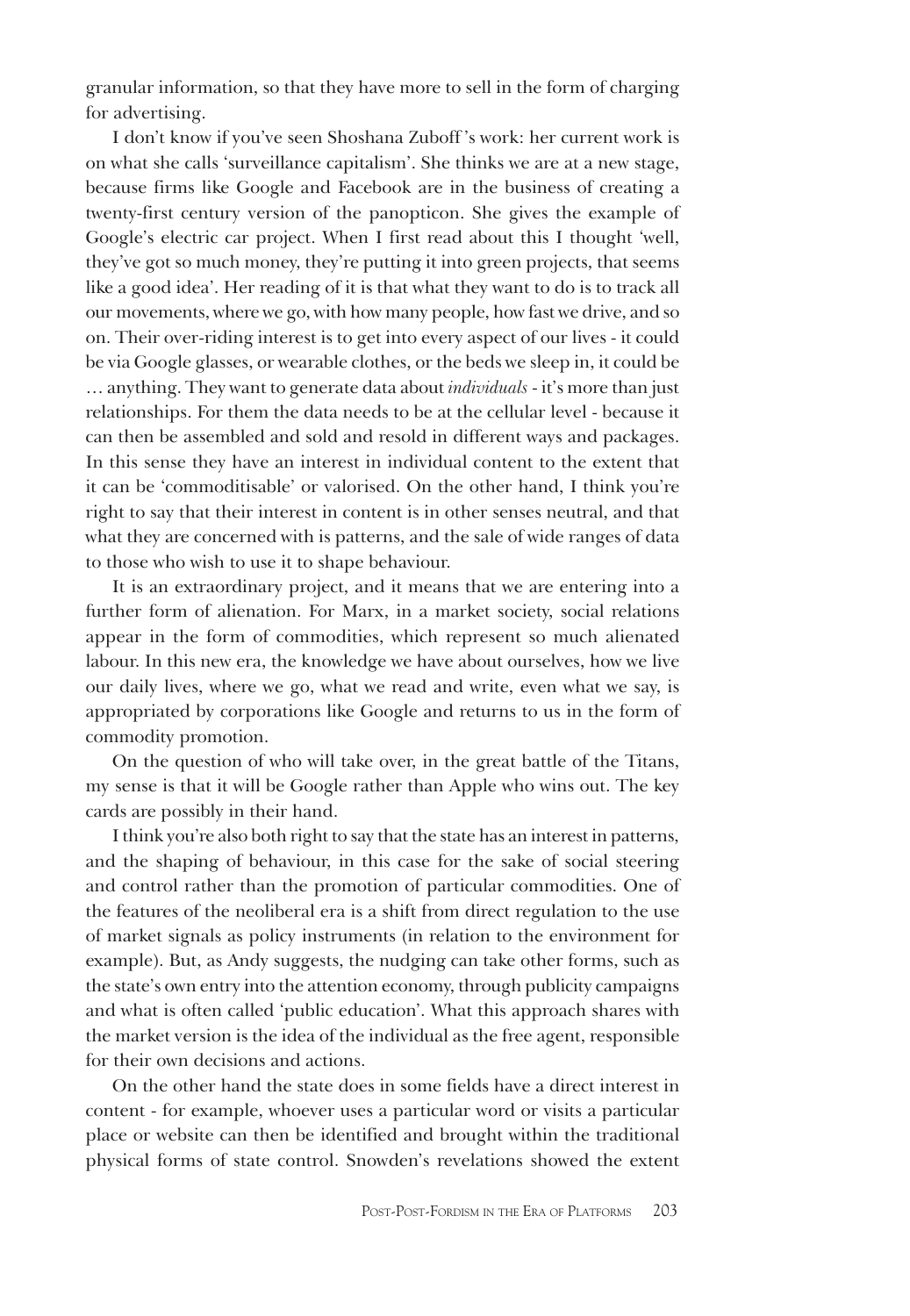granular information, so that they have more to sell in the form of charging for advertising.

I don't know if you've seen Shoshana Zuboff's work: her current work is on what she calls 'surveillance capitalism'. She thinks we are at a new stage, because firms like Google and Facebook are in the business of creating a twenty-first century version of the panopticon. She gives the example of Google's electric car project. When I first read about this I thought 'well, they've got so much money, they're putting it into green projects, that seems like a good idea'. Her reading of it is that what they want to do is to track all our movements, where we go, with how many people, how fast we drive, and so on. Their over-riding interest is to get into every aspect of our lives - it could be via Google glasses, or wearable clothes, or the beds we sleep in, it could be … anything. They want to generate data about *individuals* - it's more than just relationships. For them the data needs to be at the cellular level - because it can then be assembled and sold and resold in different ways and packages. In this sense they have an interest in individual content to the extent that it can be 'commoditisable' or valorised. On the other hand, I think you're right to say that their interest in content is in other senses neutral, and that what they are concerned with is patterns, and the sale of wide ranges of data to those who wish to use it to shape behaviour.

It is an extraordinary project, and it means that we are entering into a further form of alienation. For Marx, in a market society, social relations appear in the form of commodities, which represent so much alienated labour. In this new era, the knowledge we have about ourselves, how we live our daily lives, where we go, what we read and write, even what we say, is appropriated by corporations like Google and returns to us in the form of commodity promotion.

On the question of who will take over, in the great battle of the Titans, my sense is that it will be Google rather than Apple who wins out. The key cards are possibly in their hand.

I think you're also both right to say that the state has an interest in patterns, and the shaping of behaviour, in this case for the sake of social steering and control rather than the promotion of particular commodities. One of the features of the neoliberal era is a shift from direct regulation to the use of market signals as policy instruments (in relation to the environment for example). But, as Andy suggests, the nudging can take other forms, such as the state's own entry into the attention economy, through publicity campaigns and what is often called 'public education'. What this approach shares with the market version is the idea of the individual as the free agent, responsible for their own decisions and actions.

On the other hand the state does in some fields have a direct interest in content - for example, whoever uses a particular word or visits a particular place or website can then be identified and brought within the traditional physical forms of state control. Snowden's revelations showed the extent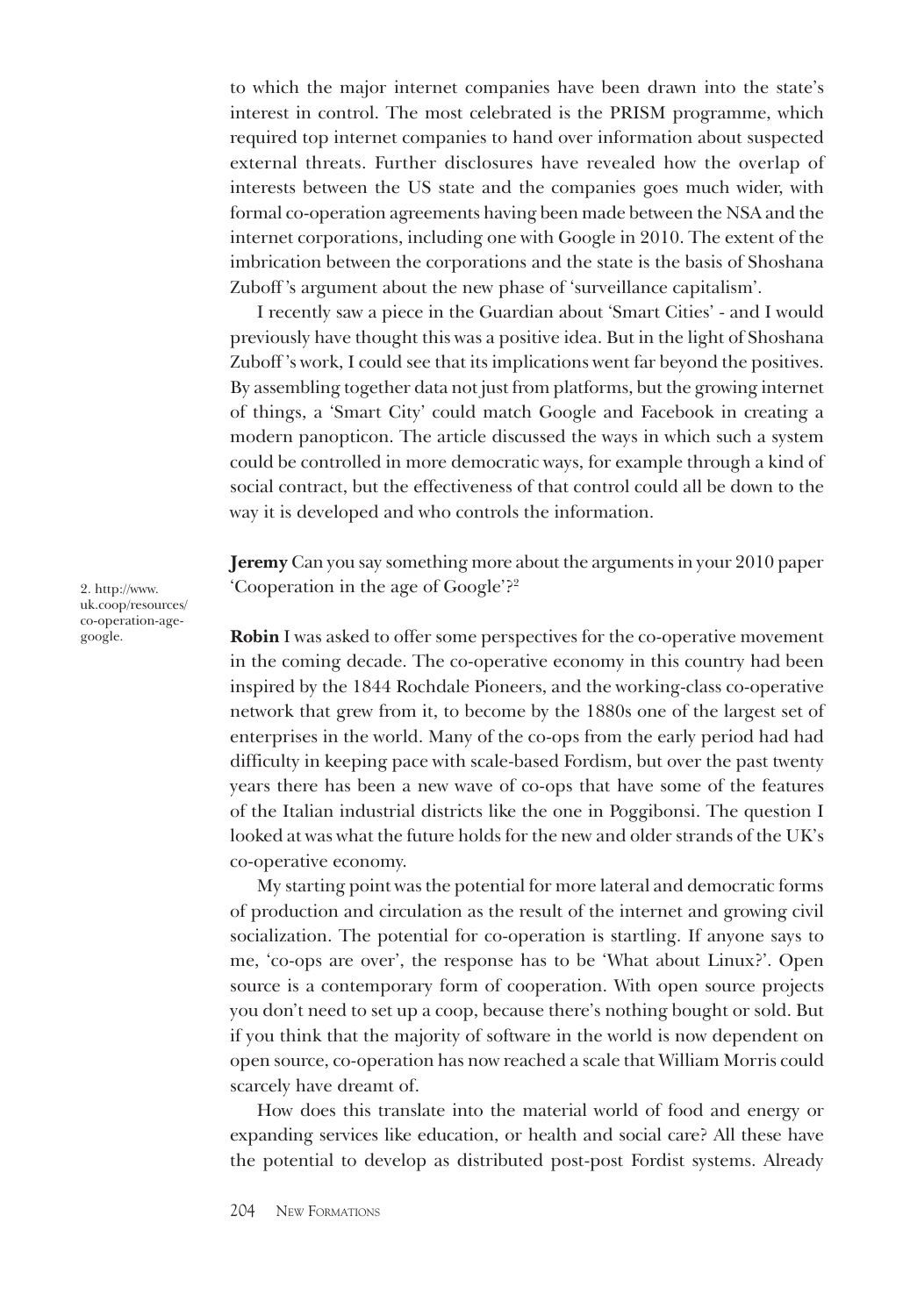to which the major internet companies have been drawn into the state's interest in control. The most celebrated is the PRISM programme, which required top internet companies to hand over information about suspected external threats. Further disclosures have revealed how the overlap of interests between the US state and the companies goes much wider, with formal co-operation agreements having been made between the NSA and the internet corporations, including one with Google in 2010. The extent of the imbrication between the corporations and the state is the basis of Shoshana Zuboff 's argument about the new phase of 'surveillance capitalism'.

I recently saw a piece in the Guardian about 'Smart Cities' - and I would previously have thought this was a positive idea. But in the light of Shoshana Zuboff 's work, I could see that its implications went far beyond the positives. By assembling together data not just from platforms, but the growing internet of things, a 'Smart City' could match Google and Facebook in creating a modern panopticon. The article discussed the ways in which such a system could be controlled in more democratic ways, for example through a kind of social contract, but the effectiveness of that control could all be down to the way it is developed and who controls the information.

**Jeremy** Can you say something more about the arguments in your 2010 paper 'Cooperation in the age of Google'?[2]

**Robin** I was asked to offer some perspectives for the co-operative movement in the coming decade. The co-operative economy in this country had been inspired by the 1844 Rochdale Pioneers, and the working-class co-operative network that grew from it, to become by the 1880s one of the largest set of enterprises in the world. Many of the co-ops from the early period had had difficulty in keeping pace with scale-based Fordism, but over the past twenty years there has been a new wave of co-ops that have some of the features of the Italian industrial districts like the one in Poggibonsi. The question I looked at was what the future holds for the new and older strands of the UK's co-operative economy.

My starting point was the potential for more lateral and democratic forms of production and circulation as the result of the internet and growing civil socialization. The potential for co-operation is startling. If anyone says to me, 'co-ops are over', the response has to be 'What about Linux?'. Open source is a contemporary form of cooperation. With open source projects you don't need to set up a coop, because there's nothing bought or sold. But if you think that the majority of software in the world is now dependent on open source, co-operation has now reached a scale that William Morris could scarcely have dreamt of.

How does this translate into the material world of food and energy or expanding services like education, or health and social care? All these have the potential to develop as distributed post-post Fordist systems. Already

2. http://www.uk.coop/resources/co-operation-age-google.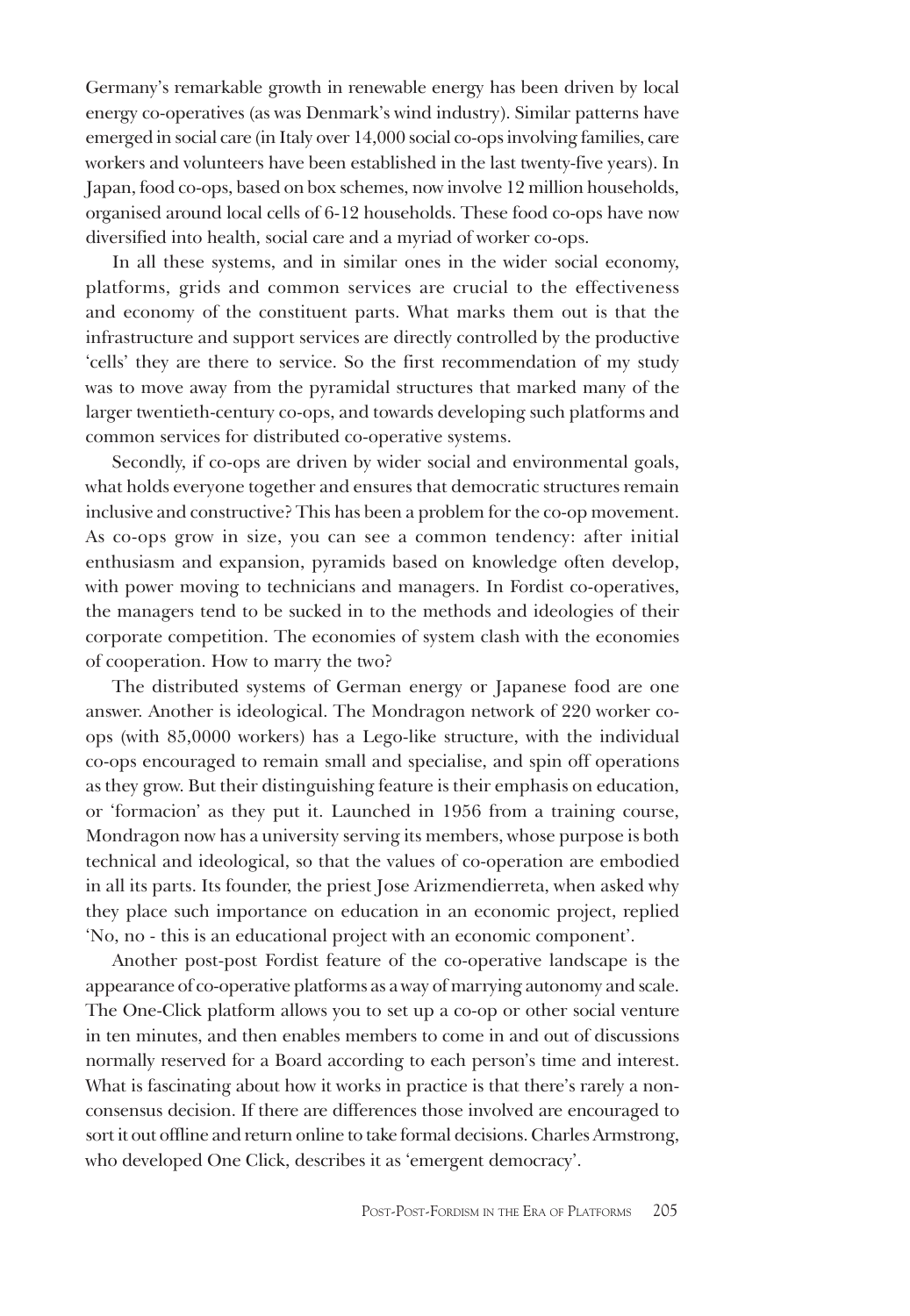Germany's remarkable growth in renewable energy has been driven by local energy co-operatives (as was Denmark's wind industry). Similar patterns have emerged in social care (in Italy over 14,000 social co-ops involving families, care workers and volunteers have been established in the last twenty-five years). In Japan, food co-ops, based on box schemes, now involve 12 million households, organised around local cells of 6-12 households. These food co-ops have now diversified into health, social care and a myriad of worker co-ops.

In all these systems, and in similar ones in the wider social economy, platforms, grids and common services are crucial to the effectiveness and economy of the constituent parts. What marks them out is that the infrastructure and support services are directly controlled by the productive 'cells' they are there to service. So the first recommendation of my study was to move away from the pyramidal structures that marked many of the larger twentieth-century co-ops, and towards developing such platforms and common services for distributed co-operative systems.

Secondly, if co-ops are driven by wider social and environmental goals, what holds everyone together and ensures that democratic structures remain inclusive and constructive? This has been a problem for the co-op movement. As co-ops grow in size, you can see a common tendency: after initial enthusiasm and expansion, pyramids based on knowledge often develop, with power moving to technicians and managers. In Fordist co-operatives, the managers tend to be sucked in to the methods and ideologies of their corporate competition. The economies of system clash with the economies of cooperation. How to marry the two?

The distributed systems of German energy or Japanese food are one answer. Another is ideological. The Mondragon network of 220 worker co-ops (with 85,0000 workers) has a Lego-like structure, with the individual co-ops encouraged to remain small and specialise, and spin off operations as they grow. But their distinguishing feature is their emphasis on education, or 'formacion' as they put it. Launched in 1956 from a training course, Mondragon now has a university serving its members, whose purpose is both technical and ideological, so that the values of co-operation are embodied in all its parts. Its founder, the priest Jose Arizmendierreta, when asked why they place such importance on education in an economic project, replied 'No, no - this is an educational project with an economic component'.

Another post-post Fordist feature of the co-operative landscape is the appearance of co-operative platforms as a way of marrying autonomy and scale. The One-Click platform allows you to set up a co-op or other social venture in ten minutes, and then enables members to come in and out of discussions normally reserved for a Board according to each person's time and interest. What is fascinating about how it works in practice is that there's rarely a non-consensus decision. If there are differences those involved are encouraged to sort it out offline and return online to take formal decisions. Charles Armstrong, who developed One Click, describes it as 'emergent democracy'.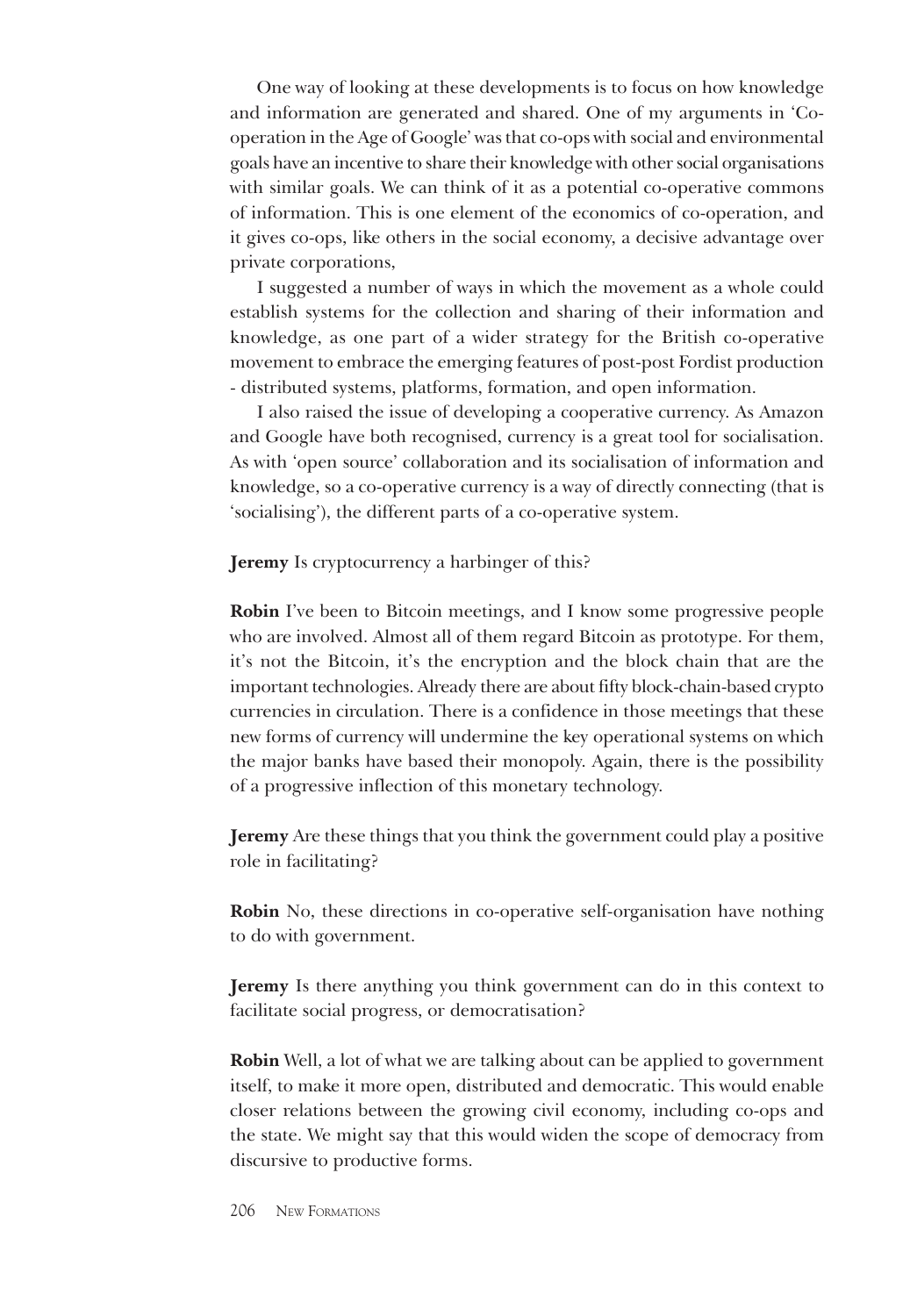One way of looking at these developments is to focus on how knowledge and information are generated and shared. One of my arguments in 'Co-operation in the Age of Google' was that co-ops with social and environmental goals have an incentive to share their knowledge with other social organisations with similar goals. We can think of it as a potential co-operative commons of information. This is one element of the economics of co-operation, and it gives co-ops, like others in the social economy, a decisive advantage over private corporations,

I suggested a number of ways in which the movement as a whole could establish systems for the collection and sharing of their information and knowledge, as one part of a wider strategy for the British co-operative movement to embrace the emerging features of post-post Fordist production - distributed systems, platforms, formation, and open information.

I also raised the issue of developing a cooperative currency. As Amazon and Google have both recognised, currency is a great tool for socialisation. As with 'open source' collaboration and its socialisation of information and knowledge, so a co-operative currency is a way of directly connecting (that is 'socialising'), the different parts of a co-operative system.

**Jeremy** Is cryptocurrency a harbinger of this?

**Robin** I've been to Bitcoin meetings, and I know some progressive people who are involved. Almost all of them regard Bitcoin as prototype. For them, it's not the Bitcoin, it's the encryption and the block chain that are the important technologies. Already there are about fifty block-chain-based crypto currencies in circulation. There is a confidence in those meetings that these new forms of currency will undermine the key operational systems on which the major banks have based their monopoly. Again, there is the possibility of a progressive inflection of this monetary technology.

**Jeremy** Are these things that you think the government could play a positive role in facilitating?

**Robin** No, these directions in co-operative self-organisation have nothing to do with government.

**Jeremy** Is there anything you think government can do in this context to facilitate social progress, or democratisation?

**Robin** Well, a lot of what we are talking about can be applied to government itself, to make it more open, distributed and democratic. This would enable closer relations between the growing civil economy, including co-ops and the state. We might say that this would widen the scope of democracy from discursive to productive forms.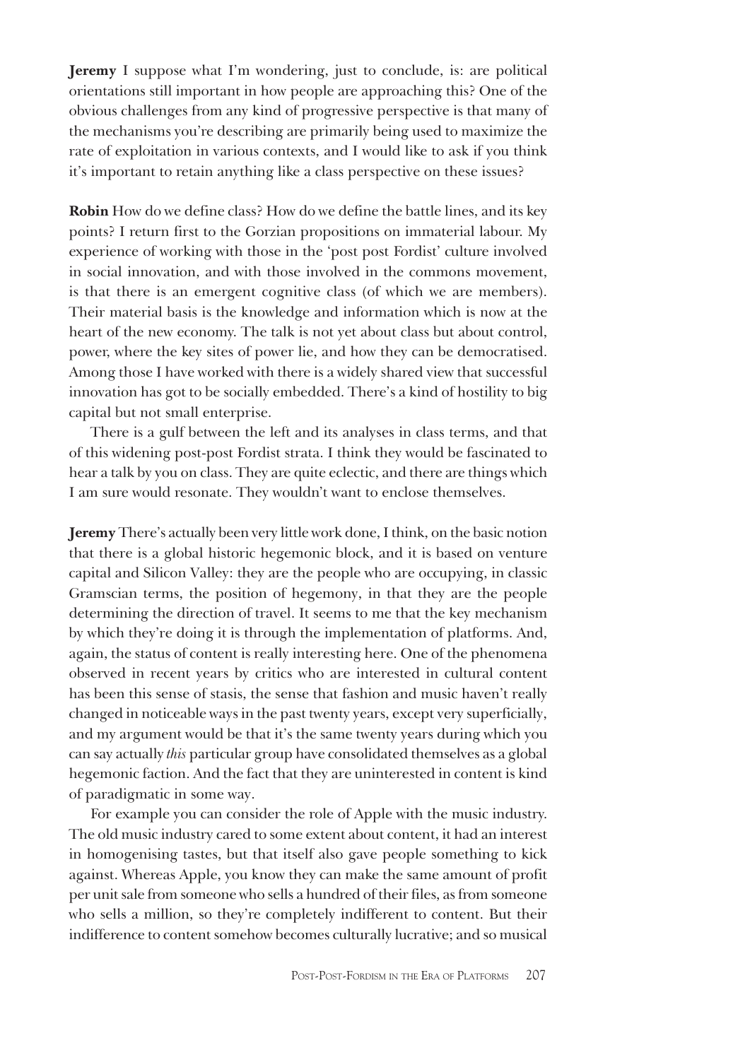**Jeremy** I suppose what I'm wondering, just to conclude, is: are political orientations still important in how people are approaching this? One of the obvious challenges from any kind of progressive perspective is that many of the mechanisms you're describing are primarily being used to maximize the rate of exploitation in various contexts, and I would like to ask if you think it's important to retain anything like a class perspective on these issues?

**Robin** How do we define class? How do we define the battle lines, and its key points? I return first to the Gorzian propositions on immaterial labour. My experience of working with those in the 'post post Fordist' culture involved in social innovation, and with those involved in the commons movement, is that there is an emergent cognitive class (of which we are members). Their material basis is the knowledge and information which is now at the heart of the new economy. The talk is not yet about class but about control, power, where the key sites of power lie, and how they can be democratised. Among those I have worked with there is a widely shared view that successful innovation has got to be socially embedded. There's a kind of hostility to big capital but not small enterprise.

There is a gulf between the left and its analyses in class terms, and that of this widening post-post Fordist strata. I think they would be fascinated to hear a talk by you on class. They are quite eclectic, and there are things which I am sure would resonate. They wouldn't want to enclose themselves.

**Jeremy** There's actually been very little work done, I think, on the basic notion that there is a global historic hegemonic block, and it is based on venture capital and Silicon Valley: they are the people who are occupying, in classic Gramscian terms, the position of hegemony, in that they are the people determining the direction of travel. It seems to me that the key mechanism by which they're doing it is through the implementation of platforms. And, again, the status of content is really interesting here. One of the phenomena observed in recent years by critics who are interested in cultural content has been this sense of stasis, the sense that fashion and music haven't really changed in noticeable ways in the past twenty years, except very superficially, and my argument would be that it's the same twenty years during which you can say actually *this* particular group have consolidated themselves as a global hegemonic faction. And the fact that they are uninterested in content is kind of paradigmatic in some way.

For example you can consider the role of Apple with the music industry. The old music industry cared to some extent about content, it had an interest in homogenising tastes, but that itself also gave people something to kick against. Whereas Apple, you know they can make the same amount of profit per unit sale from someone who sells a hundred of their files, as from someone who sells a million, so they're completely indifferent to content. But their indifference to content somehow becomes culturally lucrative; and so musical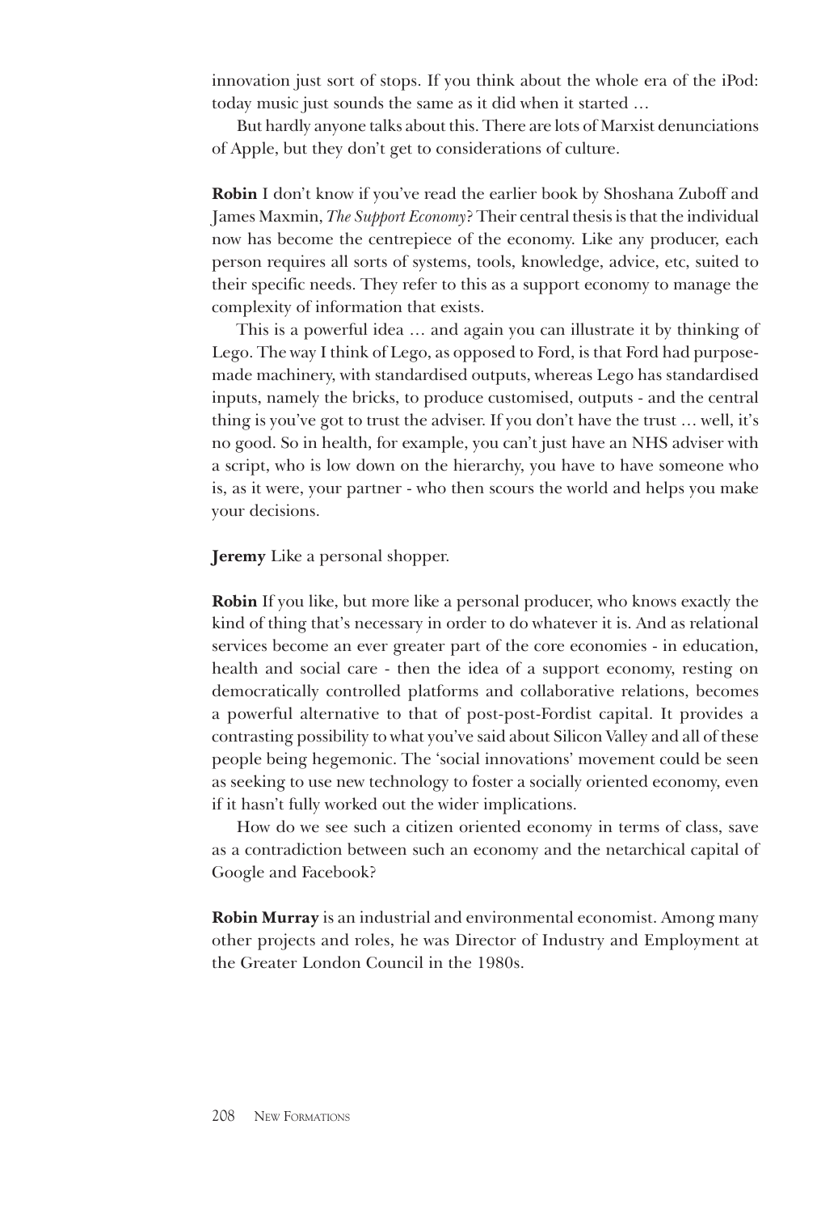innovation just sort of stops. If you think about the whole era of the iPod: today music just sounds the same as it did when it started …

But hardly anyone talks about this. There are lots of Marxist denunciations of Apple, but they don't get to considerations of culture.

**Robin** I don't know if you've read the earlier book by Shoshana Zuboff and James Maxmin, *The Support Economy*? Their central thesis is that the individual now has become the centrepiece of the economy. Like any producer, each person requires all sorts of systems, tools, knowledge, advice, etc, suited to their specific needs. They refer to this as a support economy to manage the complexity of information that exists.

This is a powerful idea … and again you can illustrate it by thinking of Lego. The way I think of Lego, as opposed to Ford, is that Ford had purpose-made machinery, with standardised outputs, whereas Lego has standardised inputs, namely the bricks, to produce customised, outputs - and the central thing is you've got to trust the adviser. If you don't have the trust … well, it's no good. So in health, for example, you can't just have an NHS adviser with a script, who is low down on the hierarchy, you have to have someone who is, as it were, your partner - who then scours the world and helps you make your decisions.

**Jeremy** Like a personal shopper.

**Robin** If you like, but more like a personal producer, who knows exactly the kind of thing that's necessary in order to do whatever it is. And as relational services become an ever greater part of the core economies - in education, health and social care - then the idea of a support economy, resting on democratically controlled platforms and collaborative relations, becomes a powerful alternative to that of post-post-Fordist capital. It provides a contrasting possibility to what you've said about Silicon Valley and all of these people being hegemonic. The 'social innovations' movement could be seen as seeking to use new technology to foster a socially oriented economy, even if it hasn't fully worked out the wider implications.

How do we see such a citizen oriented economy in terms of class, save as a contradiction between such an economy and the netarchical capital of Google and Facebook?

**Robin Murray** is an industrial and environmental economist. Among many other projects and roles, he was Director of Industry and Employment at the Greater London Council in the 1980s.